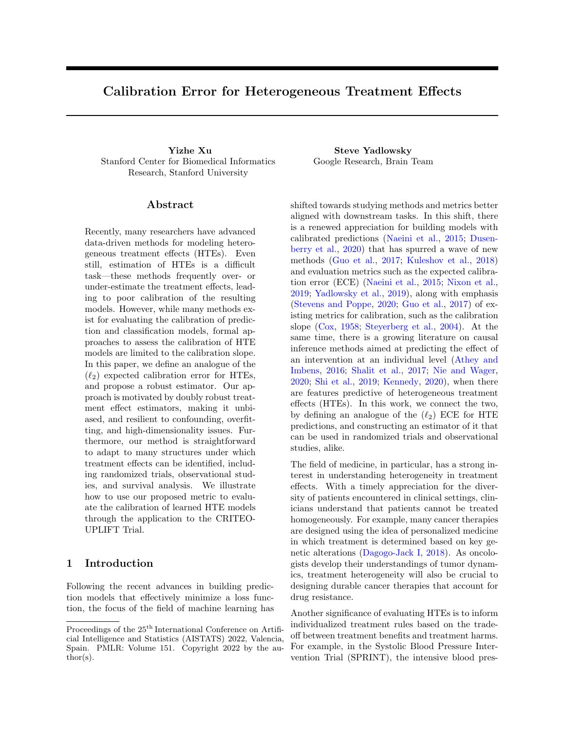# Calibration Error for Heterogeneous Treatment Effects

**Yizhe Xu**
Stanford Center for Biomedical Informatics Research, Stanford University

**Steve Yadlowsky**
Google Research, Brain Team

## Abstract

Recently, many researchers have advanced data-driven methods for modeling heterogeneous treatment effects (HTEs). Even still, estimation of HTEs is a difficult task—these methods frequently over- or under-estimate the treatment effects, leading to poor calibration of the resulting models. However, while many methods exist for evaluating the calibration of prediction and classification models, formal approaches to assess the calibration of HTE models are limited to the calibration slope. In this paper, we define an analogue of the ($\ell_2$) expected calibration error for HTEs, and propose a robust estimator. Our approach is motivated by doubly robust treatment effect estimators, making it unbiased, and resilient to confounding, overfitting, and high-dimensionality issues. Furthermore, our method is straightforward to adapt to many structures under which treatment effects can be identified, including randomized trials, observational studies, and survival analysis. We illustrate how to use our proposed metric to evaluate the calibration of learned HTE models through the application to the CRITEO-UPLIFT Trial.

## 1 Introduction

Following the recent advances in building prediction models that effectively minimize a loss function, the focus of the field of machine learning has shifted towards studying methods and metrics better aligned with downstream tasks. In this shift, there is a renewed appreciation for building models with calibrated predictions (Naeini et al., 2015; Dusenberry et al., 2020) that has spurred a wave of new methods (Guo et al., 2017; Kuleshov et al., 2018) and evaluation metrics such as the expected calibration error (ECE) (Naeini et al., 2015; Nixon et al., 2019; Yadlowsky et al., 2019), along with emphasis (Stevens and Poppe, 2020; Guo et al., 2017) of existing metrics for calibration, such as the calibration slope (Cox, 1958; Steyerberg et al., 2004). At the same time, there is a growing literature on causal inference methods aimed at predicting the effect of an intervention at an individual level (Athey and Imbens, 2016; Shalit et al., 2017; Nie and Wager, 2020; Shi et al., 2019; Kennedy, 2020), when there are features predictive of heterogeneous treatment effects (HTEs). In this work, we connect the two, by defining an analogue of the ($\ell_2$) ECE for HTE predictions, and constructing an estimator of it that can be used in randomized trials and observational studies, alike.

The field of medicine, in particular, has a strong interest in understanding heterogeneity in treatment effects. With a timely appreciation for the diversity of patients encountered in clinical settings, clinicians understand that patients cannot be treated homogeneously. For example, many cancer therapies are designed using the idea of personalized medicine in which treatment is determined based on key genetic alterations (Dagogo-Jack I, 2018). As oncologists develop their understandings of tumor dynamics, treatment heterogeneity will also be crucial to designing durable cancer therapies that account for drug resistance.

Another significance of evaluating HTEs is to inform individualized treatment rules based on the tradeoff between treatment benefits and treatment harms. For example, in the Systolic Blood Pressure Intervention Trial (SPRINT), the intensive blood pres-

---

Proceedings of the 25th International Conference on Artificial Intelligence and Statistics (AISTATS) 2022, Valencia, Spain. PMLR: Volume 151. Copyright 2022 by the author(s).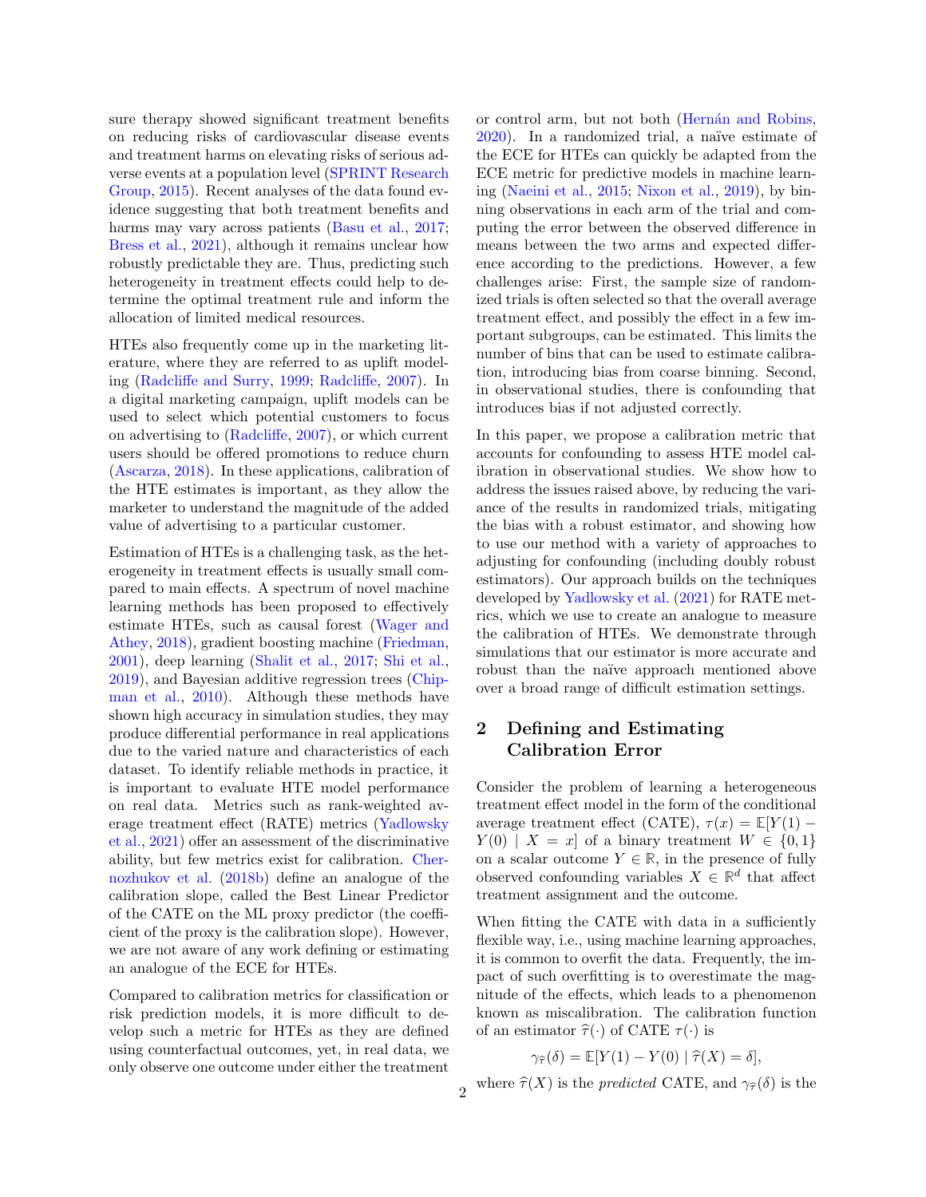sure therapy showed significant treatment benefits on reducing risks of cardiovascular disease events and treatment harms on elevating risks of serious adverse events at a population level (SPRINT Research Group, 2015). Recent analyses of the data found evidence suggesting that both treatment benefits and harms may vary across patients (Basu et al., 2017; Bress et al., 2021), although it remains unclear how robustly predictable they are. Thus, predicting such heterogeneity in treatment effects could help to determine the optimal treatment rule and inform the allocation of limited medical resources.

HTEs also frequently come up in the marketing literature, where they are referred to as uplift modeling (Radcliffe and Surry, 1999; Radcliffe, 2007). In a digital marketing campaign, uplift models can be used to select which potential customers to focus on advertising to (Radcliffe, 2007), or which current users should be offered promotions to reduce churn (Ascarza, 2018). In these applications, calibration of the HTE estimates is important, as they allow the marketer to understand the magnitude of the added value of advertising to a particular customer.

Estimation of HTEs is a challenging task, as the heterogeneity in treatment effects is usually small compared to main effects. A spectrum of novel machine learning methods has been proposed to effectively estimate HTEs, such as causal forest (Wager and Athey, 2018), gradient boosting machine (Friedman, 2001), deep learning (Shalit et al., 2017; Shi et al., 2019), and Bayesian additive regression trees (Chipman et al., 2010). Although these methods have shown high accuracy in simulation studies, they may produce differential performance in real applications due to the varied nature and characteristics of each dataset. To identify reliable methods in practice, it is important to evaluate HTE model performance on real data. Metrics such as rank-weighted average treatment effect (RATE) metrics (Yadlowsky et al., 2021) offer an assessment of the discriminative ability, but few metrics exist for calibration. Chernozhukov et al. (2018b) define an analogue of the calibration slope, called the Best Linear Predictor of the CATE on the ML proxy predictor (the coefficient of the proxy is the calibration slope). However, we are not aware of any work defining or estimating an analogue of the ECE for HTEs.

Compared to calibration metrics for classification or risk prediction models, it is more difficult to develop such a metric for HTEs as they are defined using counterfactual outcomes, yet, in real data, we only observe one outcome under either the treatment or control arm, but not both (Hernán and Robins, 2020). In a randomized trial, a naïve estimate of the ECE for HTEs can quickly be adapted from the ECE metric for predictive models in machine learning (Naeini et al., 2015; Nixon et al., 2019), by binning observations in each arm of the trial and computing the error between the observed difference in means between the two arms and expected difference according to the predictions. However, a few challenges arise: First, the sample size of randomized trials is often selected so that the overall average treatment effect, and possibly the effect in a few important subgroups, can be estimated. This limits the number of bins that can be used to estimate calibration, introducing bias from coarse binning. Second, in observational studies, there is confounding that introduces bias if not adjusted correctly.

In this paper, we propose a calibration metric that accounts for confounding to assess HTE model calibration in observational studies. We show how to address the issues raised above, by reducing the variance of the results in randomized trials, mitigating the bias with a robust estimator, and showing how to use our method with a variety of approaches to adjusting for confounding (including doubly robust estimators). Our approach builds on the techniques developed by Yadlowsky et al. (2021) for RATE metrics, which we use to create an analogue to measure the calibration of HTEs. We demonstrate through simulations that our estimator is more accurate and robust than the naïve approach mentioned above over a broad range of difficult estimation settings.

## 2 Defining and Estimating Calibration Error

Consider the problem of learning a heterogeneous treatment effect model in the form of the conditional average treatment effect (CATE), $\tau(x) = \mathbb{E}[Y(1) - Y(0) \mid X = x]$ of a binary treatment $W \in \{0, 1\}$ on a scalar outcome $Y \in \mathbb{R}$, in the presence of fully observed confounding variables $X \in \mathbb{R}^d$ that affect treatment assignment and the outcome.

When fitting the CATE with data in a sufficiently flexible way, i.e., using machine learning approaches, it is common to overfit the data. Frequently, the impact of such overfitting is to overestimate the magnitude of the effects, which leads to a phenomenon known as miscalibration. The calibration function of an estimator $\widehat{\tau}(\cdot)$ of CATE $\tau(\cdot)$ is

$$\gamma_{\widehat{\tau}}(\delta) = \mathbb{E}[Y(1) - Y(0) \mid \widehat{\tau}(X) = \delta],$$

where $\widehat{\tau}(X)$ is the *predicted* CATE, and $\gamma_{\widehat{\tau}}(\delta)$ is the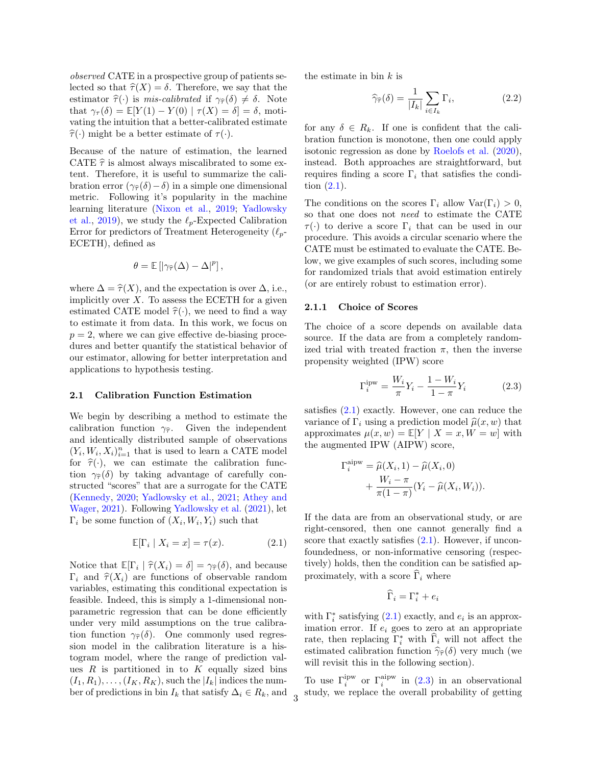*observed* CATE in a prospective group of patients selected so that $\widehat{\tau}(X) = \delta$. Therefore, we say that the estimator $\widehat{\tau}(\cdot)$ is *mis-calibrated* if $\gamma_{\widehat{\tau}}(\delta) \neq \delta$. Note that $\gamma_{\tau}(\delta) = \mathbb{E}[Y(1) - Y(0) \mid \tau(X) = \delta] = \delta$, motivating the intuition that a better-calibrated estimate $\widehat{\tau}(\cdot)$ might be a better estimate of $\tau(\cdot)$.

Because of the nature of estimation, the learned CATE $\widehat{\tau}$ is almost always miscalibrated to some extent. Therefore, it is useful to summarize the calibration error $(\gamma_{\widehat{\tau}}(\delta) - \delta)$ in a simple one dimensional metric. Following it's popularity in the machine learning literature (Nixon et al., 2019; Yadlowsky et al., 2019), we study the $\ell_p$-Expected Calibration Error for predictors of Treatment Heterogeneity ($\ell_p$-ECETH), defined as

$$\theta = \mathbb{E}\left[|\gamma_{\widehat{\tau}}(\Delta) - \Delta|^p\right],$$

where $\Delta = \widehat{\tau}(X)$, and the expectation is over $\Delta$, i.e., implicitly over $X$. To assess the ECETH for a given estimated CATE model $\widehat{\tau}(\cdot)$, we need to find a way to estimate it from data. In this work, we focus on $p = 2$, where we can give effective de-biasing procedures and better quantify the statistical behavior of our estimator, allowing for better interpretation and applications to hypothesis testing.

### 2.1 Calibration Function Estimation

We begin by describing a method to estimate the calibration function $\gamma_{\widehat{\tau}}$. Given the independent and identically distributed sample of observations $(Y_i, W_i, X_i)_{i=1}^n$ that is used to learn a CATE model for $\widehat{\tau}(\cdot)$, we can estimate the calibration function $\gamma_{\widehat{\tau}}(\delta)$ by taking advantage of carefully constructed "scores" that are a surrogate for the CATE (Kennedy, 2020; Yadlowsky et al., 2021; Athey and Wager, 2021). Following Yadlowsky et al. (2021), let $\Gamma_i$ be some function of $(X_i, W_i, Y_i)$ such that

$$\mathbb{E}[\Gamma_i \mid X_i = x] = \tau(x). \tag{2.1}$$

Notice that $\mathbb{E}[\Gamma_i \mid \widehat{\tau}(X_i) = \delta] = \gamma_{\widehat{\tau}}(\delta)$, and because $\Gamma_i$ and $\widehat{\tau}(X_i)$ are functions of observable random variables, estimating this conditional expectation is feasible. Indeed, this is simply a 1-dimensional non-parametric regression that can be done efficiently under very mild assumptions on the true calibration function $\gamma_{\widehat{\tau}}(\delta)$. One commonly used regression model in the calibration literature is a histogram model, where the range of prediction values $R$ is partitioned in to $K$ equally sized bins $(I_1, R_1), \ldots, (I_K, R_K)$, such the $|I_k|$ indices the number of predictions in bin $I_k$ that satisfy $\Delta_i \in R_k$, and the estimate in bin $k$ is

$$\widehat{\gamma}_{\widehat{\tau}}(\delta) = \frac{1}{|I_k|}\sum_{i \in I_k} \Gamma_i, \tag{2.2}$$

for any $\delta \in R_k$. If one is confident that the calibration function is monotone, then one could apply isotonic regression as done by Roelofs et al. (2020), instead. Both approaches are straightforward, but requires finding a score $\Gamma_i$ that satisfies the condition (2.1).

The conditions on the scores $\Gamma_i$ allow $\mathrm{Var}(\Gamma_i) > 0$, so that one does not *need* to estimate the CATE $\tau(\cdot)$ to derive a score $\Gamma_i$ that can be used in our procedure. This avoids a circular scenario where the CATE must be estimated to evaluate the CATE. Below, we give examples of such scores, including some for randomized trials that avoid estimation entirely (or are entirely robust to estimation error).

#### 2.1.1 Choice of Scores

The choice of a score depends on available data source. If the data are from a completely randomized trial with treated fraction $\pi$, then the inverse propensity weighted (IPW) score

$$\Gamma_i^{\text{ipw}} = \frac{W_i}{\pi}Y_i - \frac{1 - W_i}{1 - \pi}Y_i \tag{2.3}$$

satisfies (2.1) exactly. However, one can reduce the variance of $\Gamma_i$ using a prediction model $\widehat{\mu}(x, w)$ that approximates $\mu(x, w) = \mathbb{E}[Y \mid X = x, W = w]$ with the augmented IPW (AIPW) score,

$$\Gamma_i^{\text{aipw}} = \widehat{\mu}(X_i, 1) - \widehat{\mu}(X_i, 0) + \frac{W_i - \pi}{\pi(1 - \pi)}(Y_i - \widehat{\mu}(X_i, W_i)).$$

If the data are from an observational study, or are right-censored, then one cannot generally find a score that exactly satisfies (2.1). However, if unconfoundedness, or non-informative censoring (respectively) holds, then the condition can be satisfied approximately, with a score $\widehat{\Gamma}_i$ where

$$\widehat{\Gamma}_i = \Gamma_i^* + e_i$$

with $\Gamma_i^*$ satisfying (2.1) exactly, and $e_i$ is an approximation error. If $e_i$ goes to zero at an appropriate rate, then replacing $\Gamma_i^*$ with $\widehat{\Gamma}_i$ will not affect the estimated calibration function $\widehat{\gamma}_{\widehat{\tau}}(\delta)$ very much (we will revisit this in the following section).

To use $\Gamma_i^{\text{ipw}}$ or $\Gamma_i^{\text{aipw}}$ in (2.3) in an observational study, we replace the overall probability of getting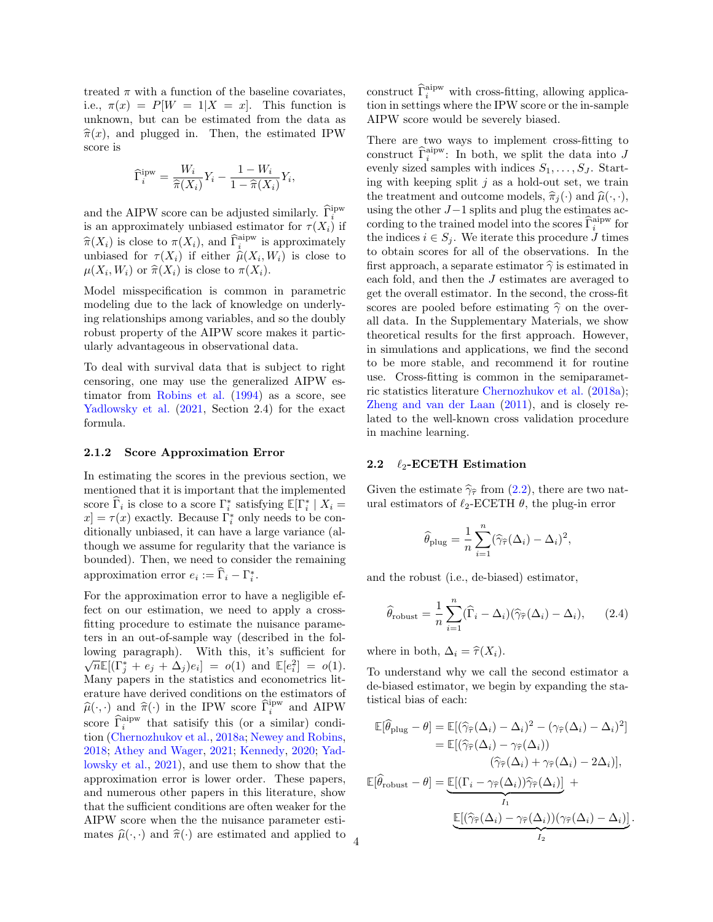treated $\pi$ with a function of the baseline covariates, i.e., $\pi(x) = P[W = 1|X = x]$. This function is unknown, but can be estimated from the data as $\widehat{\pi}(x)$, and plugged in. Then, the estimated IPW score is

$$\widehat{\Gamma}_i^{\text{ipw}} = \frac{W_i}{\widehat{\pi}(X_i)} Y_i - \frac{1 - W_i}{1 - \widehat{\pi}(X_i)} Y_i,$$

and the AIPW score can be adjusted similarly. $\widehat{\Gamma}_i^{\text{ipw}}$ is an approximately unbiased estimator for $\tau(X_i)$ if $\widehat{\pi}(X_i)$ is close to $\pi(X_i)$, and $\widehat{\Gamma}_i^{\text{aipw}}$ is approximately unbiased for $\tau(X_i)$ if either $\widehat{\mu}(X_i, W_i)$ is close to $\mu(X_i, W_i)$ or $\widehat{\pi}(X_i)$ is close to $\pi(X_i)$.

Model misspecification is common in parametric modeling due to the lack of knowledge on underlying relationships among variables, and so the doubly robust property of the AIPW score makes it particularly advantageous in observational data.

To deal with survival data that is subject to right censoring, one may use the generalized AIPW estimator from Robins et al. (1994) as a score, see Yadlowsky et al. (2021, Section 2.4) for the exact formula.

### 2.1.2 Score Approximation Error

In estimating the scores in the previous section, we mentioned that it is important that the implemented score $\widehat{\Gamma}_i$ is close to a score $\Gamma_i^*$ satisfying $\mathbb{E}[\Gamma_i^* \mid X_i = x] = \tau(x)$ exactly. Because $\Gamma_i^*$ only needs to be conditionally unbiased, it can have a large variance (although we assume for regularity that the variance is bounded). Then, we need to consider the remaining approximation error $e_i := \widehat{\Gamma}_i - \Gamma_i^*$.

For the approximation error to have a negligible effect on our estimation, we need to apply a cross-fitting procedure to estimate the nuisance parameters in an out-of-sample way (described in the following paragraph). With this, it's sufficient for $\sqrt{n}\mathbb{E}[(\Gamma_j^* + e_j + \Delta_j)e_i] = o(1)$ and $\mathbb{E}[e_i^2] = o(1)$. Many papers in the statistics and econometrics literature have derived conditions on the estimators of $\widehat{\mu}(\cdot,\cdot)$ and $\widehat{\pi}(\cdot)$ in the IPW score $\widehat{\Gamma}_i^{\text{ipw}}$ and AIPW score $\widehat{\Gamma}_i^{\text{aipw}}$ that satisify this (or a similar) condition (Chernozhukov et al., 2018a; Newey and Robins, 2018; Athey and Wager, 2021; Kennedy, 2020; Yadlowsky et al., 2021), and use them to show that the approximation error is lower order. These papers, and numerous other papers in this literature, show that the sufficient conditions are often weaker for the AIPW score when the the nuisance parameter estimates $\widehat{\mu}(\cdot,\cdot)$ and $\widehat{\pi}(\cdot)$ are estimated and applied to construct $\widehat{\Gamma}_i^{\text{aipw}}$ with cross-fitting, allowing application in settings where the IPW score or the in-sample AIPW score would be severely biased.

There are two ways to implement cross-fitting to construct $\widehat{\Gamma}_i^{\text{aipw}}$: In both, we split the data into $J$ evenly sized samples with indices $S_1, \ldots, S_J$. Starting with keeping split $j$ as a hold-out set, we train the treatment and outcome models, $\widehat{\pi}_j(\cdot)$ and $\widehat{\mu}(\cdot,\cdot)$, using the other $J-1$ splits and plug the estimates according to the trained model into the scores $\widehat{\Gamma}_i^{\text{aipw}}$ for the indices $i \in S_j$. We iterate this procedure $J$ times to obtain scores for all of the observations. In the first approach, a separate estimator $\widehat{\gamma}$ is estimated in each fold, and then the $J$ estimates are averaged to get the overall estimator. In the second, the cross-fit scores are pooled before estimating $\widehat{\gamma}$ on the overall data. In the Supplementary Materials, we show theoretical results for the first approach. However, in simulations and applications, we find the second to be more stable, and recommend it for routine use. Cross-fitting is common in the semiparametric statistics literature Chernozhukov et al. (2018a); Zheng and van der Laan (2011), and is closely related to the well-known cross validation procedure in machine learning.

## 2.2 $\ell_2$-ECETH Estimation

Given the estimate $\widehat{\gamma}_{\widehat{\tau}}$ from (2.2), there are two natural estimators of $\ell_2$-ECETH $\theta$, the plug-in error

$$\widehat{\theta}_{\text{plug}} = \frac{1}{n}\sum_{i=1}^{n} (\widehat{\gamma}_{\widehat{\tau}}(\Delta_i) - \Delta_i)^2,$$

and the robust (i.e., de-biased) estimator,

$$\widehat{\theta}_{\text{robust}} = \frac{1}{n}\sum_{i=1}^{n} (\widehat{\Gamma}_i - \Delta_i)(\widehat{\gamma}_{\widehat{\tau}}(\Delta_i) - \Delta_i), \tag{2.4}$$

where in both, $\Delta_i = \widehat{\tau}(X_i)$.

To understand why we call the second estimator a de-biased estimator, we begin by expanding the statistical bias of each:

$$\begin{aligned}
\mathbb{E}[\widehat{\theta}_{\text{plug}} - \theta] &= \mathbb{E}[(\widehat{\gamma}_{\widehat{\tau}}(\Delta_i) - \Delta_i)^2 - (\gamma_{\widehat{\tau}}(\Delta_i) - \Delta_i)^2] \\
&= \mathbb{E}[(\widehat{\gamma}_{\widehat{\tau}}(\Delta_i) - \gamma_{\widehat{\tau}}(\Delta_i)) \\
&\qquad (\widehat{\gamma}_{\widehat{\tau}}(\Delta_i) + \gamma_{\widehat{\tau}}(\Delta_i) - 2\Delta_i)], \\
\mathbb{E}[\widehat{\theta}_{\text{robust}} - \theta] &= \underbrace{\mathbb{E}[(\Gamma_i - \gamma_{\widehat{\tau}}(\Delta_i))\widehat{\gamma}_{\widehat{\tau}}(\Delta_i)]}_{I_1} + \\
&\qquad \underbrace{\mathbb{E}[(\widehat{\gamma}_{\widehat{\tau}}(\Delta_i) - \gamma_{\widehat{\tau}}(\Delta_i))(\gamma_{\widehat{\tau}}(\Delta_i) - \Delta_i)]}_{I_2}.
\end{aligned}$$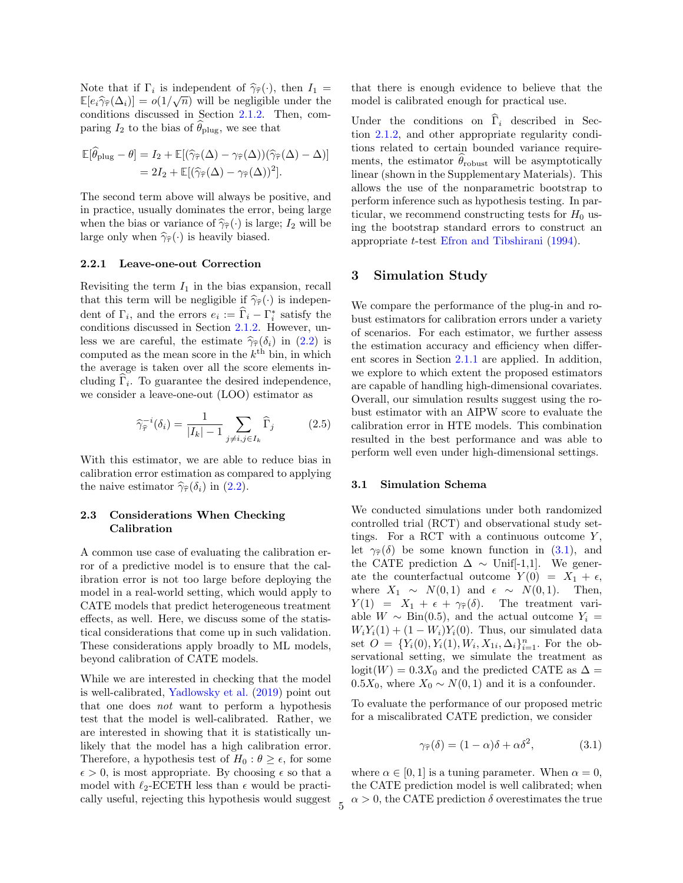Note that if $\Gamma_i$ is independent of $\widehat{\gamma}_{\widehat{\tau}}(\cdot)$, then $I_1 = \mathbb{E}[e_i \widehat{\gamma}_{\widehat{\tau}}(\Delta_i)] = o(1/\sqrt{n})$ will be negligible under the conditions discussed in Section 2.1.2. Then, comparing $I_2$ to the bias of $\widehat{\theta}_{\text{plug}}$, we see that

$$
\begin{aligned}
\mathbb{E}[\widehat{\theta}_{\text{plug}} - \theta] &= I_2 + \mathbb{E}[(\widehat{\gamma}_{\widehat{\tau}}(\Delta) - \gamma_{\widehat{\tau}}(\Delta))(\widehat{\gamma}_{\widehat{\tau}}(\Delta) - \Delta)] \\
&= 2I_2 + \mathbb{E}[(\widehat{\gamma}_{\widehat{\tau}}(\Delta) - \gamma_{\widehat{\tau}}(\Delta))^2].
\end{aligned}
$$

The second term above will always be positive, and in practice, usually dominates the error, being large when the bias or variance of $\widehat{\gamma}_{\widehat{\tau}}(\cdot)$ is large; $I_2$ will be large only when $\widehat{\gamma}_{\widehat{\tau}}(\cdot)$ is heavily biased.

### 2.2.1 Leave-one-out Correction

Revisiting the term $I_1$ in the bias expansion, recall that this term will be negligible if $\widehat{\gamma}_{\widehat{\tau}}(\cdot)$ is independent of $\Gamma_i$, and the errors $e_i := \widehat{\Gamma}_i - \Gamma_i^*$ satisfy the conditions discussed in Section 2.1.2. However, unless we are careful, the estimate $\widehat{\gamma}_{\widehat{\tau}}(\delta_i)$ in (2.2) is computed as the mean score in the $k^{\text{th}}$ bin, in which the average is taken over all the score elements including $\widehat{\Gamma}_i$. To guarantee the desired independence, we consider a leave-one-out (LOO) estimator as

$$
\widehat{\gamma}_{\widehat{\tau}}^{-i}(\delta_i) = \frac{1}{|I_k| - 1} \sum_{j \neq i, j \in I_k} \widehat{\Gamma}_j \qquad (2.5)
$$

With this estimator, we are able to reduce bias in calibration error estimation as compared to applying the naive estimator $\widehat{\gamma}_{\widehat{\tau}}(\delta_i)$ in (2.2).

## 2.3 Considerations When Checking Calibration

A common use case of evaluating the calibration error of a predictive model is to ensure that the calibration error is not too large before deploying the model in a real-world setting, which would apply to CATE models that predict heterogeneous treatment effects, as well. Here, we discuss some of the statistical considerations that come up in such validation. These considerations apply broadly to ML models, beyond calibration of CATE models.

While we are interested in checking that the model is well-calibrated, Yadlowsky et al. (2019) point out that one does *not* want to perform a hypothesis test that the model is well-calibrated. Rather, we are interested in showing that it is statistically unlikely that the model has a high calibration error. Therefore, a hypothesis test of $H_0 : \theta \geq \epsilon$, for some $\epsilon > 0$, is most appropriate. By choosing $\epsilon$ so that a model with $\ell_2$-ECETH less than $\epsilon$ would be practically useful, rejecting this hypothesis would suggest that there is enough evidence to believe that the model is calibrated enough for practical use.

Under the conditions on $\widehat{\Gamma}_i$ described in Section 2.1.2, and other appropriate regularity conditions related to certain bounded variance requirements, the estimator $\widehat{\theta}_{\text{robust}}$ will be asymptotically linear (shown in the Supplementary Materials). This allows the use of the nonparametric bootstrap to perform inference such as hypothesis testing. In particular, we recommend constructing tests for $H_0$ using the bootstrap standard errors to construct an appropriate $t$-test Efron and Tibshirani (1994).

# 3 Simulation Study

We compare the performance of the plug-in and robust estimators for calibration errors under a variety of scenarios. For each estimator, we further assess the estimation accuracy and efficiency when different scores in Section 2.1.1 are applied. In addition, we explore to which extent the proposed estimators are capable of handling high-dimensional covariates. Overall, our simulation results suggest using the robust estimator with an AIPW score to evaluate the calibration error in HTE models. This combination resulted in the best performance and was able to perform well even under high-dimensional settings.

## 3.1 Simulation Schema

We conducted simulations under both randomized controlled trial (RCT) and observational study settings. For a RCT with a continuous outcome $Y$, let $\gamma_{\widehat{\tau}}(\delta)$ be some known function in (3.1), and the CATE prediction $\Delta \sim$ Unif[-1,1]. We generate the counterfactual outcome $Y(0) = X_1 + \epsilon$, where $X_1 \sim N(0, 1)$ and $\epsilon \sim N(0, 1)$. Then, $Y(1) = X_1 + \epsilon + \gamma_{\widehat{\tau}}(\delta)$. The treatment variable $W \sim \text{Bin}(0.5)$, and the actual outcome $Y_i = W_i Y_i(1) + (1 - W_i) Y_i(0)$. Thus, our simulated data set $O = \{Y_i(0), Y_i(1), W_i, X_{1i}, \Delta_i\}_{i=1}^n$. For the observational setting, we simulate the treatment as $\text{logit}(W) = 0.3X_0$ and the predicted CATE as $\Delta = 0.5X_0$, where $X_0 \sim N(0, 1)$ and it is a confounder.

To evaluate the performance of our proposed metric for a miscalibrated CATE prediction, we consider

$$
\gamma_{\widehat{\tau}}(\delta) = (1 - \alpha)\delta + \alpha\delta^2, \qquad (3.1)
$$

where $\alpha \in [0, 1]$ is a tuning parameter. When $\alpha = 0$, the CATE prediction model is well calibrated; when $\alpha > 0$, the CATE prediction $\delta$ overestimates the true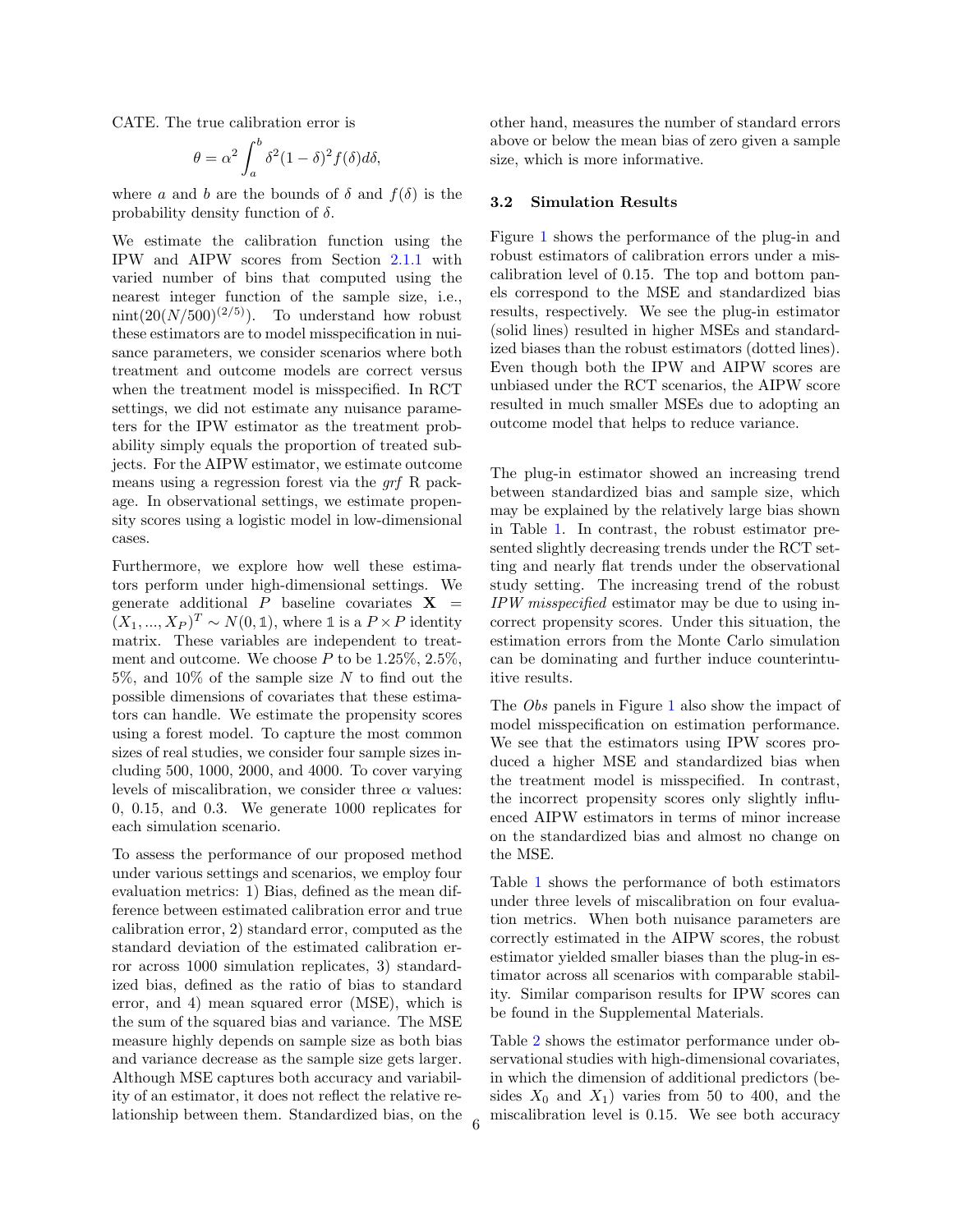CATE. The true calibration error is

$$\theta = \alpha^2 \int_a^b \delta^2 (1-\delta)^2 f(\delta) d\delta,$$

where $a$ and $b$ are the bounds of $\delta$ and $f(\delta)$ is the probability density function of $\delta$.

We estimate the calibration function using the IPW and AIPW scores from Section 2.1.1 with varied number of bins that computed using the nearest integer function of the sample size, i.e., $\text{nint}(20(N/500)^{(2/5)})$. To understand how robust these estimators are to model misspecification in nuisance parameters, we consider scenarios where both treatment and outcome models are correct versus when the treatment model is misspecified. In RCT settings, we did not estimate any nuisance parameters for the IPW estimator as the treatment probability simply equals the proportion of treated subjects. For the AIPW estimator, we estimate outcome means using a regression forest via the *grf* R package. In observational settings, we estimate propensity scores using a logistic model in low-dimensional cases.

Furthermore, we explore how well these estimators perform under high-dimensional settings. We generate additional $P$ baseline covariates $\mathbf{X} = (X_1, ..., X_P)^T \sim N(0, \mathbb{1})$, where $\mathbb{1}$ is a $P \times P$ identity matrix. These variables are independent to treatment and outcome. We choose $P$ to be 1.25%, 2.5%, 5%, and 10% of the sample size $N$ to find out the possible dimensions of covariates that these estimators can handle. We estimate the propensity scores using a forest model. To capture the most common sizes of real studies, we consider four sample sizes including 500, 1000, 2000, and 4000. To cover varying levels of miscalibration, we consider three $\alpha$ values: 0, 0.15, and 0.3. We generate 1000 replicates for each simulation scenario.

To assess the performance of our proposed method under various settings and scenarios, we employ four evaluation metrics: 1) Bias, defined as the mean difference between estimated calibration error and true calibration error, 2) standard error, computed as the standard deviation of the estimated calibration error across 1000 simulation replicates, 3) standardized bias, defined as the ratio of bias to standard error, and 4) mean squared error (MSE), which is the sum of the squared bias and variance. The MSE measure highly depends on sample size as both bias and variance decrease as the sample size gets larger. Although MSE captures both accuracy and variability of an estimator, it does not reflect the relative relationship between them. Standardized bias, on the other hand, measures the number of standard errors above or below the mean bias of zero given a sample size, which is more informative.

### 3.2 Simulation Results

Figure 1 shows the performance of the plug-in and robust estimators of calibration errors under a miscalibration level of 0.15. The top and bottom panels correspond to the MSE and standardized bias results, respectively. We see the plug-in estimator (solid lines) resulted in higher MSEs and standardized biases than the robust estimators (dotted lines). Even though both the IPW and AIPW scores are unbiased under the RCT scenarios, the AIPW score resulted in much smaller MSEs due to adopting an outcome model that helps to reduce variance.

The plug-in estimator showed an increasing trend between standardized bias and sample size, which may be explained by the relatively large bias shown in Table 1. In contrast, the robust estimator presented slightly decreasing trends under the RCT setting and nearly flat trends under the observational study setting. The increasing trend of the robust *IPW misspecified* estimator may be due to using incorrect propensity scores. Under this situation, the estimation errors from the Monte Carlo simulation can be dominating and further induce counterintuitive results.

The *Obs* panels in Figure 1 also show the impact of model misspecification on estimation performance. We see that the estimators using IPW scores produced a higher MSE and standardized bias when the treatment model is misspecified. In contrast, the incorrect propensity scores only slightly influenced AIPW estimators in terms of minor increase on the standardized bias and almost no change on the MSE.

Table 1 shows the performance of both estimators under three levels of miscalibration on four evaluation metrics. When both nuisance parameters are correctly estimated in the AIPW scores, the robust estimator yielded smaller biases than the plug-in estimator across all scenarios with comparable stability. Similar comparison results for IPW scores can be found in the Supplemental Materials.

Table 2 shows the estimator performance under observational studies with high-dimensional covariates, in which the dimension of additional predictors (besides $X_0$ and $X_1$) varies from 50 to 400, and the miscalibration level is 0.15. We see both accuracy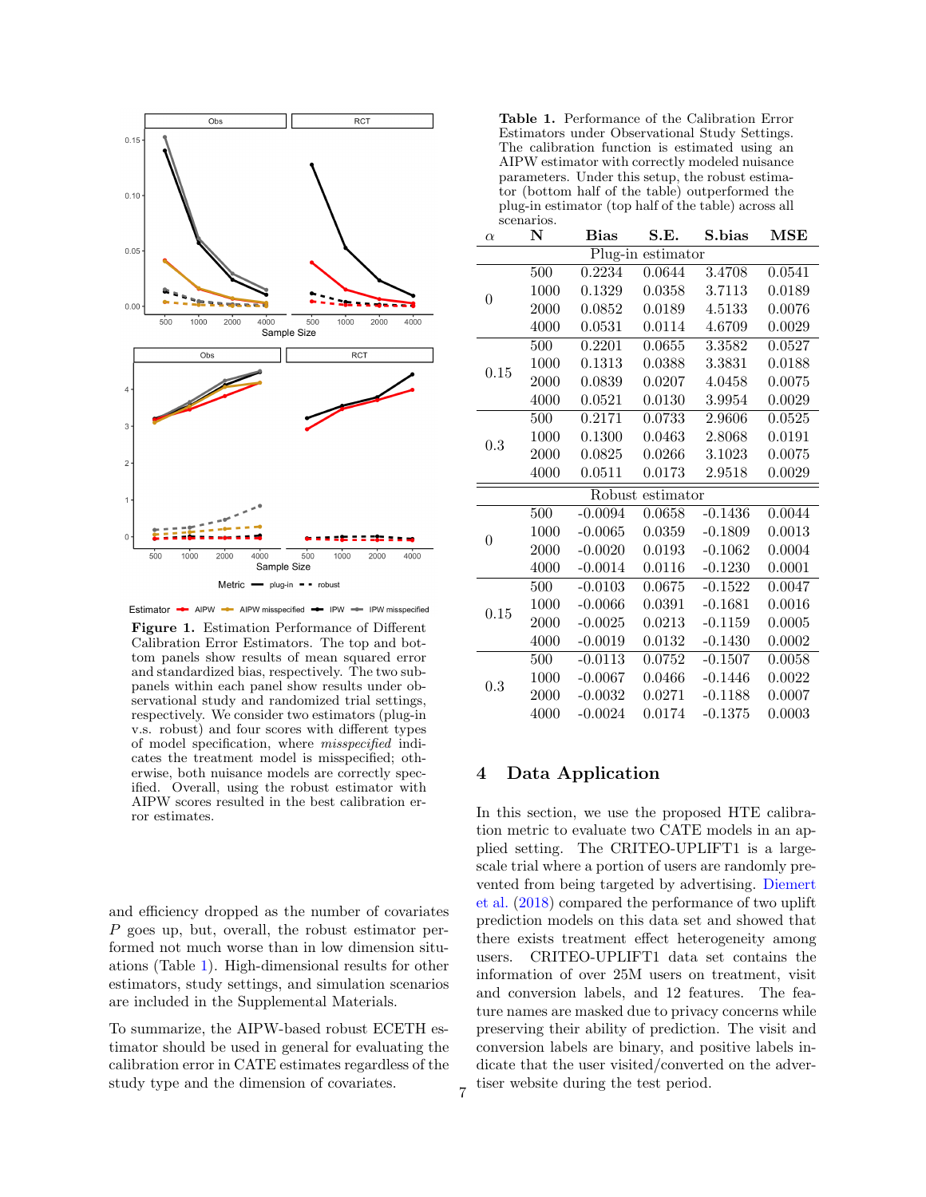**Figure 1.** Estimation Performance of Different Calibration Error Estimators. The top and bottom panels show results of mean squared error and standardized bias, respectively. The two subpanels within each panel show results under observational study and randomized trial settings, respectively. We consider two estimators (plug-in v.s. robust) and four scores with different types of model specification, where *misspecified* indicates the treatment model is misspecified; otherwise, both nuisance models are correctly specified. Overall, using the robust estimator with AIPW scores resulted in the best calibration error estimates.

and efficiency dropped as the number of covariates $P$ goes up, but, overall, the robust estimator performed not much worse than in low dimension situations (Table 1). High-dimensional results for other estimators, study settings, and simulation scenarios are included in the Supplemental Materials.

To summarize, the AIPW-based robust ECETH estimator should be used in general for evaluating the calibration error in CATE estimates regardless of the study type and the dimension of covariates.

**Table 1.** Performance of the Calibration Error Estimators under Observational Study Settings. The calibration function is estimated using an AIPW estimator with correctly modeled nuisance parameters. Under this setup, the robust estimator (bottom half of the table) outperformed the plug-in estimator (top half of the table) across all scenarios.

| $\alpha$ | N | Bias | S.E. | S.bias | MSE |
|---|---|---|---|---|---|
| | | Plug-in estimator | | | |
| 0 | 500 | 0.2234 | 0.0644 | 3.4708 | 0.0541 |
| | 1000 | 0.1329 | 0.0358 | 3.7113 | 0.0189 |
| | 2000 | 0.0852 | 0.0189 | 4.5133 | 0.0076 |
| | 4000 | 0.0531 | 0.0114 | 4.6709 | 0.0029 |
| 0.15 | 500 | 0.2201 | 0.0655 | 3.3582 | 0.0527 |
| | 1000 | 0.1313 | 0.0388 | 3.3831 | 0.0188 |
| | 2000 | 0.0839 | 0.0207 | 4.0458 | 0.0075 |
| | 4000 | 0.0521 | 0.0130 | 3.9954 | 0.0029 |
| 0.3 | 500 | 0.2171 | 0.0733 | 2.9606 | 0.0525 |
| | 1000 | 0.1300 | 0.0463 | 2.8068 | 0.0191 |
| | 2000 | 0.0825 | 0.0266 | 3.1023 | 0.0075 |
| | 4000 | 0.0511 | 0.0173 | 2.9518 | 0.0029 |
| | | Robust estimator | | | |
| 0 | 500 | -0.0094 | 0.0658 | -0.1436 | 0.0044 |
| | 1000 | -0.0065 | 0.0359 | -0.1809 | 0.0013 |
| | 2000 | -0.0020 | 0.0193 | -0.1062 | 0.0004 |
| | 4000 | -0.0014 | 0.0116 | -0.1230 | 0.0001 |
| 0.15 | 500 | -0.0103 | 0.0675 | -0.1522 | 0.0047 |
| | 1000 | -0.0066 | 0.0391 | -0.1681 | 0.0016 |
| | 2000 | -0.0025 | 0.0213 | -0.1159 | 0.0005 |
| | 4000 | -0.0019 | 0.0132 | -0.1430 | 0.0002 |
| 0.3 | 500 | -0.0113 | 0.0752 | -0.1507 | 0.0058 |
| | 1000 | -0.0067 | 0.0466 | -0.1446 | 0.0022 |
| | 2000 | -0.0032 | 0.0271 | -0.1188 | 0.0007 |
| | 4000 | -0.0024 | 0.0174 | -0.1375 | 0.0003 |

## 4 Data Application

In this section, we use the proposed HTE calibration metric to evaluate two CATE models in an applied setting. The CRITEO-UPLIFT1 is a large-scale trial where a portion of users are randomly prevented from being targeted by advertising. Diemert et al. (2018) compared the performance of two uplift prediction models on this data set and showed that there exists treatment effect heterogeneity among users. CRITEO-UPLIFT1 data set contains the information of over 25M users on treatment, visit and conversion labels, and 12 features. The feature names are masked due to privacy concerns while preserving their ability of prediction. The visit and conversion labels are binary, and positive labels indicate that the user visited/converted on the advertiser website during the test period.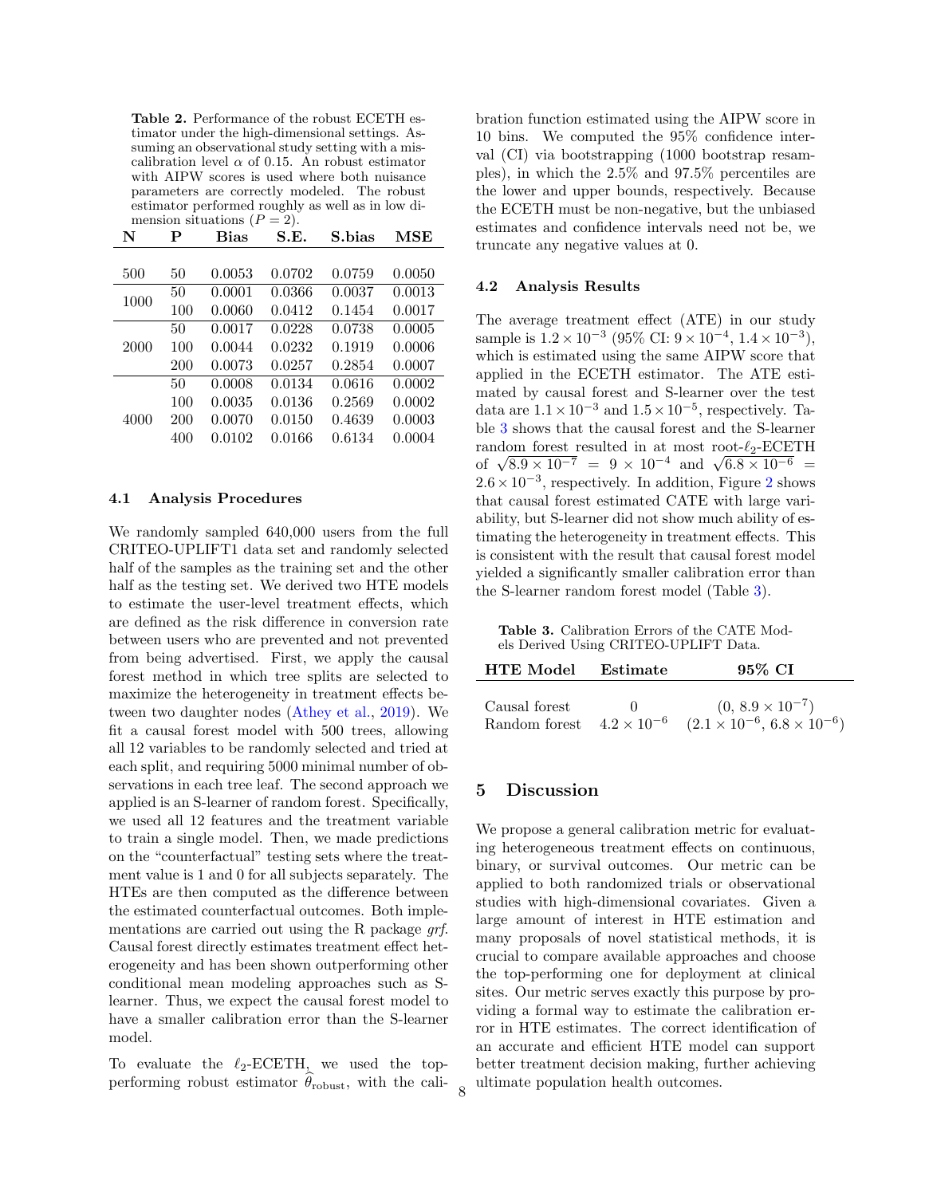**Table 2.** Performance of the robust ECETH estimator under the high-dimensional settings. Assuming an observational study setting with a miscalibration level $\alpha$ of 0.15. An robust estimator with AIPW scores is used where both nuisance parameters are correctly modeled. The robust estimator performed roughly as well as in low dimension situations ($P = 2$).

| N | P | Bias | S.E. | S.bias | MSE |
|---|---|---|---|---|---|
| 500 | 50 | 0.0053 | 0.0702 | 0.0759 | 0.0050 |
| 1000 | 50 | 0.0001 | 0.0366 | 0.0037 | 0.0013 |
| | 100 | 0.0060 | 0.0412 | 0.1454 | 0.0017 |
| 2000 | 50 | 0.0017 | 0.0228 | 0.0738 | 0.0005 |
| | 100 | 0.0044 | 0.0232 | 0.1919 | 0.0006 |
| | 200 | 0.0073 | 0.0257 | 0.2854 | 0.0007 |
| 4000 | 50 | 0.0008 | 0.0134 | 0.0616 | 0.0002 |
| | 100 | 0.0035 | 0.0136 | 0.2569 | 0.0002 |
| | 200 | 0.0070 | 0.0150 | 0.4639 | 0.0003 |
| | 400 | 0.0102 | 0.0166 | 0.6134 | 0.0004 |

### 4.1 Analysis Procedures

We randomly sampled 640,000 users from the full CRITEO-UPLIFT1 data set and randomly selected half of the samples as the training set and the other half as the testing set. We derived two HTE models to estimate the user-level treatment effects, which are defined as the risk difference in conversion rate between users who are prevented and not prevented from being advertised. First, we apply the causal forest method in which tree splits are selected to maximize the heterogeneity in treatment effects between two daughter nodes (Athey et al., 2019). We fit a causal forest model with 500 trees, allowing all 12 variables to be randomly selected and tried at each split, and requiring 5000 minimal number of observations in each tree leaf. The second approach we applied is an S-learner of random forest. Specifically, we used all 12 features and the treatment variable to train a single model. Then, we made predictions on the "counterfactual" testing sets where the treatment value is 1 and 0 for all subjects separately. The HTEs are then computed as the difference between the estimated counterfactual outcomes. Both implementations are carried out using the R package *grf*. Causal forest directly estimates treatment effect heterogeneity and has been shown outperforming other conditional mean modeling approaches such as S-learner. Thus, we expect the causal forest model to have a smaller calibration error than the S-learner model.

To evaluate the $\ell_2$-ECETH, we used the top-performing robust estimator $\widehat{\theta}_{\text{robust}}$, with the calibration function estimated using the AIPW score in 10 bins. We computed the 95% confidence interval (CI) via bootstrapping (1000 bootstrap resamples), in which the 2.5% and 97.5% percentiles are the lower and upper bounds, respectively. Because the ECETH must be non-negative, but the unbiased estimates and confidence intervals need not be, we truncate any negative values at 0.

### 4.2 Analysis Results

The average treatment effect (ATE) in our study sample is $1.2 \times 10^{-3}$ (95% CI: $9 \times 10^{-4}$, $1.4 \times 10^{-3}$), which is estimated using the same AIPW score that applied in the ECETH estimator. The ATE estimated by causal forest and S-learner over the test data are $1.1 \times 10^{-3}$ and $1.5 \times 10^{-5}$, respectively. Table 3 shows that the causal forest and the S-learner random forest resulted in at most root-$\ell_2$-ECETH of $\sqrt{8.9 \times 10^{-7}} = 9 \times 10^{-4}$ and $\sqrt{6.8 \times 10^{-6}} = 2.6 \times 10^{-3}$, respectively. In addition, Figure 2 shows that causal forest estimated CATE with large variability, but S-learner did not show much ability of estimating the heterogeneity in treatment effects. This is consistent with the result that causal forest model yielded a significantly smaller calibration error than the S-learner random forest model (Table 3).

**Table 3.** Calibration Errors of the CATE Models Derived Using CRITEO-UPLIFT Data.

| HTE Model | Estimate | 95% CI |
|---|---|---|
| Causal forest | 0 | $(0, 8.9 \times 10^{-7})$ |
| Random forest | $4.2 \times 10^{-6}$ | $(2.1 \times 10^{-6}, 6.8 \times 10^{-6})$ |

## 5 Discussion

We propose a general calibration metric for evaluating heterogeneous treatment effects on continuous, binary, or survival outcomes. Our metric can be applied to both randomized trials or observational studies with high-dimensional covariates. Given a large amount of interest in HTE estimation and many proposals of novel statistical methods, it is crucial to compare available approaches and choose the top-performing one for deployment at clinical sites. Our metric serves exactly this purpose by providing a formal way to estimate the calibration error in HTE estimates. The correct identification of an accurate and efficient HTE model can support better treatment decision making, further achieving ultimate population health outcomes.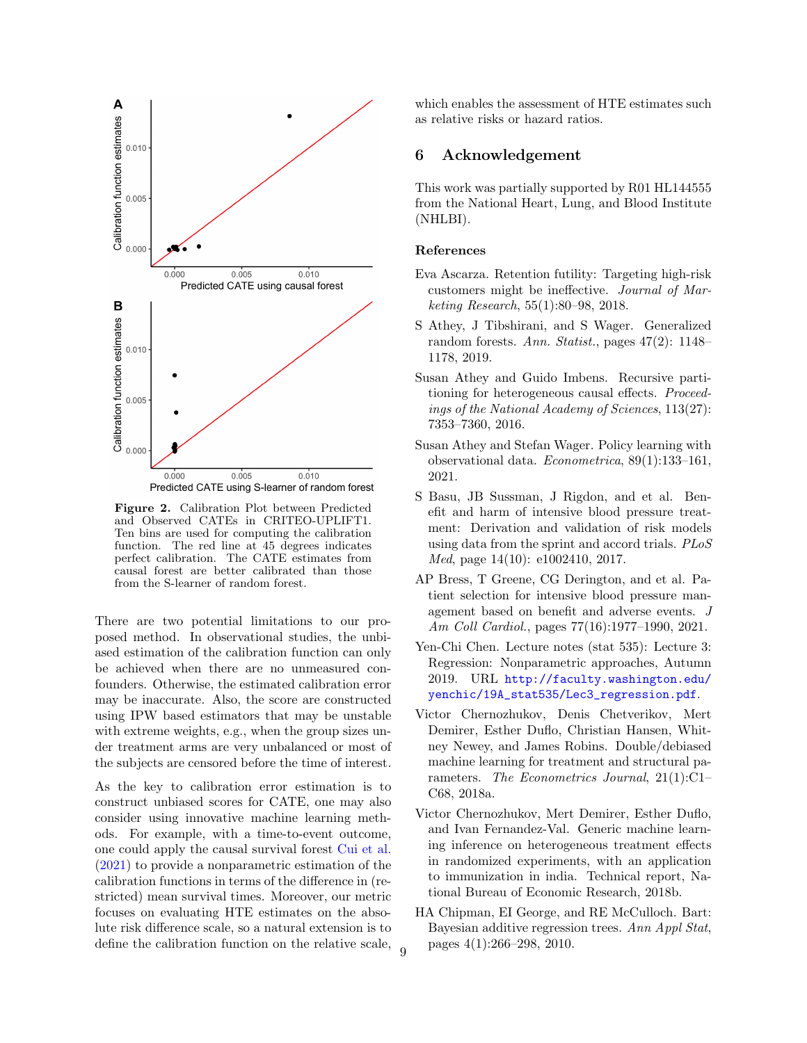Figure 2. Calibration Plot between Predicted and Observed CATEs in CRITEO-UPLIFT1. Ten bins are used for computing the calibration function. The red line at 45 degrees indicates perfect calibration. The CATE estimates from causal forest are better calibrated than those from the S-learner of random forest.

There are two potential limitations to our proposed method. In observational studies, the unbiased estimation of the calibration function can only be achieved when there are no unmeasured confounders. Otherwise, the estimated calibration error may be inaccurate. Also, the score are constructed using IPW based estimators that may be unstable with extreme weights, e.g., when the group sizes under treatment arms are very unbalanced or most of the subjects are censored before the time of interest.

As the key to calibration error estimation is to construct unbiased scores for CATE, one may also consider using innovative machine learning methods. For example, with a time-to-event outcome, one could apply the causal survival forest Cui et al. (2021) to provide a nonparametric estimation of the calibration functions in terms of the difference in (restricted) mean survival times. Moreover, our metric focuses on evaluating HTE estimates on the absolute risk difference scale, so a natural extension is to define the calibration function on the relative scale, which enables the assessment of HTE estimates such as relative risks or hazard ratios.

## 6 Acknowledgement

This work was partially supported by R01 HL144555 from the National Heart, Lung, and Blood Institute (NHLBI).

### References

Eva Ascarza. Retention futility: Targeting high-risk customers might be ineffective. *Journal of Marketing Research*, 55(1):80–98, 2018.

S Athey, J Tibshirani, and S Wager. Generalized random forests. *Ann. Statist.*, pages 47(2): 1148–1178, 2019.

Susan Athey and Guido Imbens. Recursive partitioning for heterogeneous causal effects. *Proceedings of the National Academy of Sciences*, 113(27): 7353–7360, 2016.

Susan Athey and Stefan Wager. Policy learning with observational data. *Econometrica*, 89(1):133–161, 2021.

S Basu, JB Sussman, J Rigdon, and et al. Benefit and harm of intensive blood pressure treatment: Derivation and validation of risk models using data from the sprint and accord trials. *PLoS Med*, page 14(10): e1002410, 2017.

AP Bress, T Greene, CG Derington, and et al. Patient selection for intensive blood pressure management based on benefit and adverse events. *J Am Coll Cardiol.*, pages 77(16):1977–1990, 2021.

Yen-Chi Chen. Lecture notes (stat 535): Lecture 3: Regression: Nonparametric approaches, Autumn 2019. URL http://faculty.washington.edu/yenchic/19A_stat535/Lec3_regression.pdf.

Victor Chernozhukov, Denis Chetverikov, Mert Demirer, Esther Duflo, Christian Hansen, Whitney Newey, and James Robins. Double/debiased machine learning for treatment and structural parameters. *The Econometrics Journal*, 21(1):C1–C68, 2018a.

Victor Chernozhukov, Mert Demirer, Esther Duflo, and Ivan Fernandez-Val. Generic machine learning inference on heterogeneous treatment effects in randomized experiments, with an application to immunization in india. Technical report, National Bureau of Economic Research, 2018b.

HA Chipman, EI George, and RE McCulloch. Bart: Bayesian additive regression trees. *Ann Appl Stat*, pages 4(1):266–298, 2010.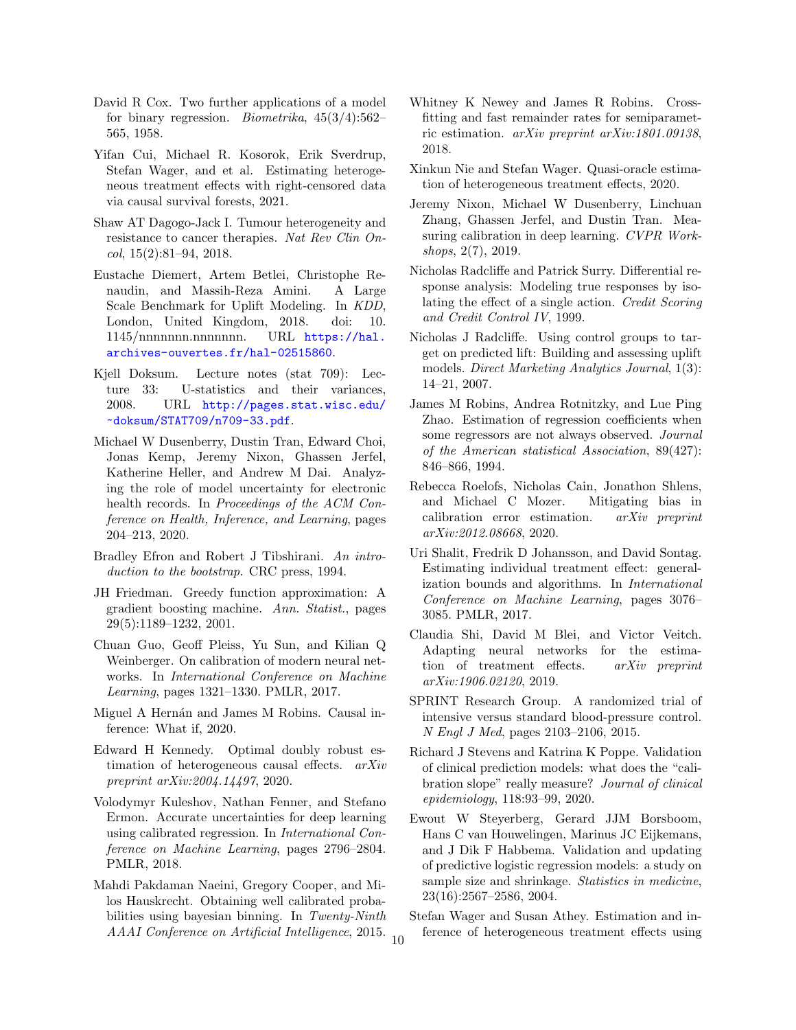David R Cox. Two further applications of a model for binary regression. *Biometrika*, 45(3/4):562–565, 1958.

Yifan Cui, Michael R. Kosorok, Erik Sverdrup, Stefan Wager, and et al. Estimating heterogeneous treatment effects with right-censored data via causal survival forests, 2021.

Shaw AT Dagogo-Jack I. Tumour heterogeneity and resistance to cancer therapies. *Nat Rev Clin Oncol*, 15(2):81–94, 2018.

Eustache Diemert, Artem Betlei, Christophe Renaudin, and Massih-Reza Amini. A Large Scale Benchmark for Uplift Modeling. In *KDD*, London, United Kingdom, 2018. doi: 10.1145/nnnnnnn.nnnnnnn. URL https://hal.archives-ouvertes.fr/hal-02515860.

Kjell Doksum. Lecture notes (stat 709): Lecture 33: U-statistics and their variances, 2008. URL http://pages.stat.wisc.edu/~doksum/STAT709/n709-33.pdf.

Michael W Dusenberry, Dustin Tran, Edward Choi, Jonas Kemp, Jeremy Nixon, Ghassen Jerfel, Katherine Heller, and Andrew M Dai. Analyzing the role of model uncertainty for electronic health records. In *Proceedings of the ACM Conference on Health, Inference, and Learning*, pages 204–213, 2020.

Bradley Efron and Robert J Tibshirani. *An introduction to the bootstrap*. CRC press, 1994.

JH Friedman. Greedy function approximation: A gradient boosting machine. *Ann. Statist.*, pages 29(5):1189–1232, 2001.

Chuan Guo, Geoff Pleiss, Yu Sun, and Kilian Q Weinberger. On calibration of modern neural networks. In *International Conference on Machine Learning*, pages 1321–1330. PMLR, 2017.

Miguel A Hernán and James M Robins. Causal inference: What if, 2020.

Edward H Kennedy. Optimal doubly robust estimation of heterogeneous causal effects. *arXiv preprint arXiv:2004.14497*, 2020.

Volodymyr Kuleshov, Nathan Fenner, and Stefano Ermon. Accurate uncertainties for deep learning using calibrated regression. In *International Conference on Machine Learning*, pages 2796–2804. PMLR, 2018.

Mahdi Pakdaman Naeini, Gregory Cooper, and Milos Hauskrecht. Obtaining well calibrated probabilities using bayesian binning. In *Twenty-Ninth AAAI Conference on Artificial Intelligence*, 2015.

Whitney K Newey and James R Robins. Cross-fitting and fast remainder rates for semiparametric estimation. *arXiv preprint arXiv:1801.09138*, 2018.

Xinkun Nie and Stefan Wager. Quasi-oracle estimation of heterogeneous treatment effects, 2020.

Jeremy Nixon, Michael W Dusenberry, Linchuan Zhang, Ghassen Jerfel, and Dustin Tran. Measuring calibration in deep learning. *CVPR Workshops*, 2(7), 2019.

Nicholas Radcliffe and Patrick Surry. Differential response analysis: Modeling true responses by isolating the effect of a single action. *Credit Scoring and Credit Control IV*, 1999.

Nicholas J Radcliffe. Using control groups to target on predicted lift: Building and assessing uplift models. *Direct Marketing Analytics Journal*, 1(3):14–21, 2007.

James M Robins, Andrea Rotnitzky, and Lue Ping Zhao. Estimation of regression coefficients when some regressors are not always observed. *Journal of the American statistical Association*, 89(427):846–866, 1994.

Rebecca Roelofs, Nicholas Cain, Jonathon Shlens, and Michael C Mozer. Mitigating bias in calibration error estimation. *arXiv preprint arXiv:2012.08668*, 2020.

Uri Shalit, Fredrik D Johansson, and David Sontag. Estimating individual treatment effect: generalization bounds and algorithms. In *International Conference on Machine Learning*, pages 3076–3085. PMLR, 2017.

Claudia Shi, David M Blei, and Victor Veitch. Adapting neural networks for the estimation of treatment effects. *arXiv preprint arXiv:1906.02120*, 2019.

SPRINT Research Group. A randomized trial of intensive versus standard blood-pressure control. *N Engl J Med*, pages 2103–2106, 2015.

Richard J Stevens and Katrina K Poppe. Validation of clinical prediction models: what does the "calibration slope" really measure? *Journal of clinical epidemiology*, 118:93–99, 2020.

Ewout W Steyerberg, Gerard JJM Borsboom, Hans C van Houwelingen, Marinus JC Eijkemans, and J Dik F Habbema. Validation and updating of predictive logistic regression models: a study on sample size and shrinkage. *Statistics in medicine*, 23(16):2567–2586, 2004.

Stefan Wager and Susan Athey. Estimation and inference of heterogeneous treatment effects using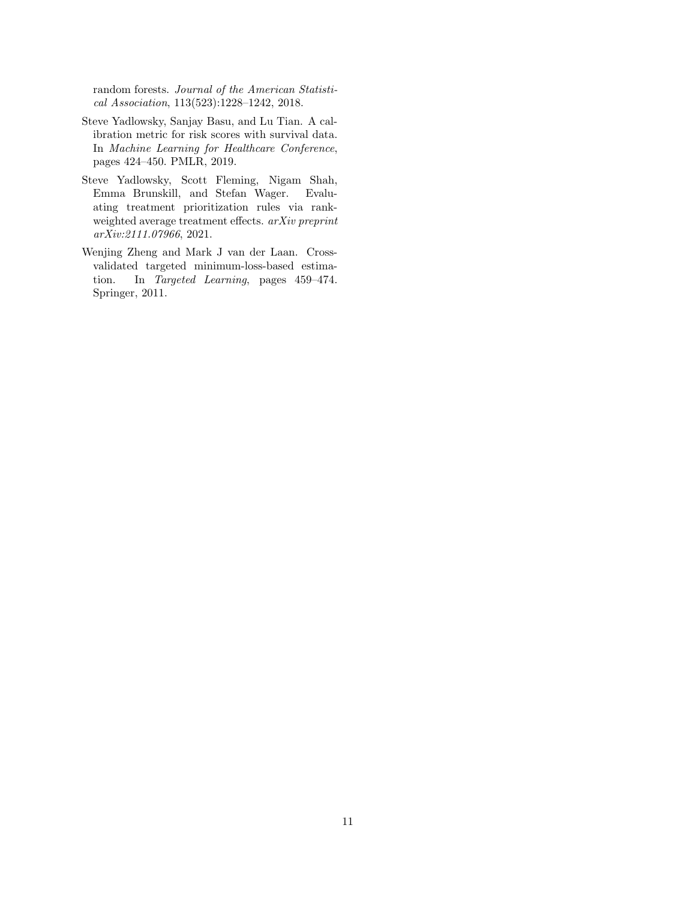random forests. *Journal of the American Statistical Association*, 113(523):1228–1242, 2018.

Steve Yadlowsky, Sanjay Basu, and Lu Tian. A calibration metric for risk scores with survival data. In *Machine Learning for Healthcare Conference*, pages 424–450. PMLR, 2019.

Steve Yadlowsky, Scott Fleming, Nigam Shah, Emma Brunskill, and Stefan Wager. Evaluating treatment prioritization rules via rank-weighted average treatment effects. *arXiv preprint arXiv:2111.07966*, 2021.

Wenjing Zheng and Mark J van der Laan. Cross-validated targeted minimum-loss-based estimation. In *Targeted Learning*, pages 459–474. Springer, 2011.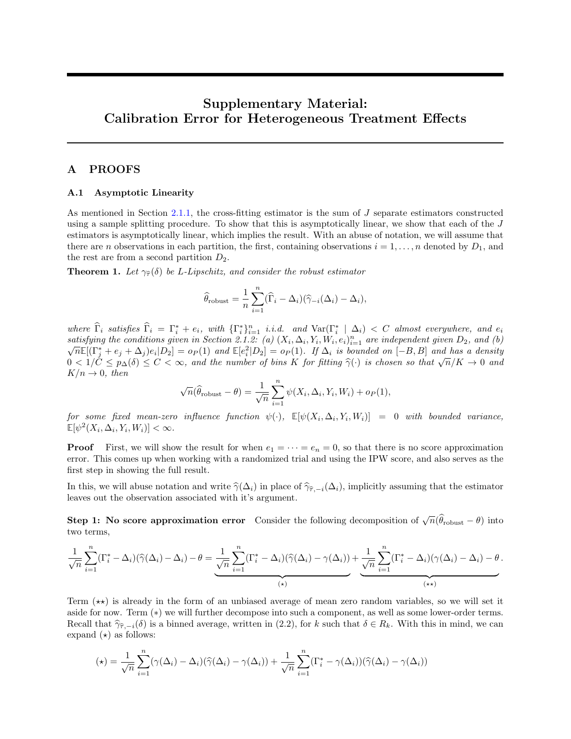# Supplementary Material: Calibration Error for Heterogeneous Treatment Effects

## A PROOFS

### A.1 Asymptotic Linearity

As mentioned in Section 2.1.1, the cross-fitting estimator is the sum of $J$ separate estimators constructed using a sample splitting procedure. To show that this is asymptotically linear, we show that each of the $J$ estimators is asymptotically linear, which implies the result. With an abuse of notation, we will assume that there are $n$ observations in each partition, the first, containing observations $i = 1, \dots, n$ denoted by $D_1$, and the rest are from a second partition $D_2$.

**Theorem 1.** *Let $\gamma_{\hat{\tau}}(\delta)$ be L-Lipschitz, and consider the robust estimator*

$$\widehat{\theta}_{\text{robust}} = \frac{1}{n}\sum_{i=1}^{n}(\widehat{\Gamma}_i - \Delta_i)(\widehat{\gamma}_{-i}(\Delta_i) - \Delta_i),$$

*where $\widehat{\Gamma}_i$ satisfies $\widehat{\Gamma}_i = \Gamma_i^* + e_i$, with $\{\Gamma_i^*\}_{i=1}^n$ i.i.d. and $\text{Var}(\Gamma_i^* \mid \Delta_i) < C$ almost everywhere, and $e_i$ satisfying the conditions given in Section 2.1.2: (a) $(X_i, \Delta_i, Y_i, W_i, e_i)_{i=1}^n$ are independent given $D_2$, and (b) $\sqrt{n}\mathbb{E}[(\Gamma_j^* + e_j + \Delta_j)e_i|D_2] = o_P(1)$ and $\mathbb{E}[e_i^2|D_2] = o_P(1)$. If $\Delta_i$ is bounded on $[-B, B]$ and has a density $0 < 1/C \le p_\Delta(\delta) \le C < \infty$, and the number of bins $K$ for fitting $\widehat{\gamma}(\cdot)$ is chosen so that $\sqrt{n}/K \to 0$ and $K/n \to 0$, then*

$$\sqrt{n}(\widehat{\theta}_{\text{robust}} - \theta) = \frac{1}{\sqrt{n}}\sum_{i=1}^{n}\psi(X_i, \Delta_i, Y_i, W_i) + o_P(1),$$

*for some fixed mean-zero influence function $\psi(\cdot)$, $\mathbb{E}[\psi(X_i, \Delta_i, Y_i, W_i)] = 0$ with bounded variance, $\mathbb{E}[\psi^2(X_i, \Delta_i, Y_i, W_i)] < \infty$.*

**Proof** First, we will show the result for when $e_1 = \dots = e_n = 0$, so that there is no score approximation error. This comes up when working with a randomized trial and using the IPW score, and also serves as the first step in showing the full result.

In this, we will abuse notation and write $\widehat{\gamma}(\Delta_i)$ in place of $\widehat{\gamma}_{\hat{\tau},-i}(\Delta_i)$, implicitly assuming that the estimator leaves out the observation associated with it's argument.

**Step 1: No score approximation error** Consider the following decomposition of $\sqrt{n}(\widehat{\theta}_{\text{robust}} - \theta)$ into two terms,

$$\frac{1}{\sqrt{n}}\sum_{i=1}^{n}(\Gamma_i^* - \Delta_i)(\widehat{\gamma}(\Delta_i) - \Delta_i) - \theta = \underbrace{\frac{1}{\sqrt{n}}\sum_{i=1}^{n}(\Gamma_i^* - \Delta_i)(\widehat{\gamma}(\Delta_i) - \gamma(\Delta_i))}_{(\star)} + \underbrace{\frac{1}{\sqrt{n}}\sum_{i=1}^{n}(\Gamma_i^* - \Delta_i)(\gamma(\Delta_i) - \Delta_i) - \theta}_{(\star\star)}.$$

Term $(\star\star)$ is already in the form of an unbiased average of mean zero random variables, so we will set it aside for now. Term $(*)$ we will further decompose into such a component, as well as some lower-order terms. Recall that $\widehat{\gamma}_{\hat{\tau},-i}(\delta)$ is a binned average, written in (2.2), for $k$ such that $\delta \in R_k$. With this in mind, we can expand $(\star)$ as follows:

$$(\star) = \frac{1}{\sqrt{n}}\sum_{i=1}^{n}(\gamma(\Delta_i) - \Delta_i)(\widehat{\gamma}(\Delta_i) - \gamma(\Delta_i)) + \frac{1}{\sqrt{n}}\sum_{i=1}^{n}(\Gamma_i^* - \gamma(\Delta_i))(\widehat{\gamma}(\Delta_i) - \gamma(\Delta_i))$$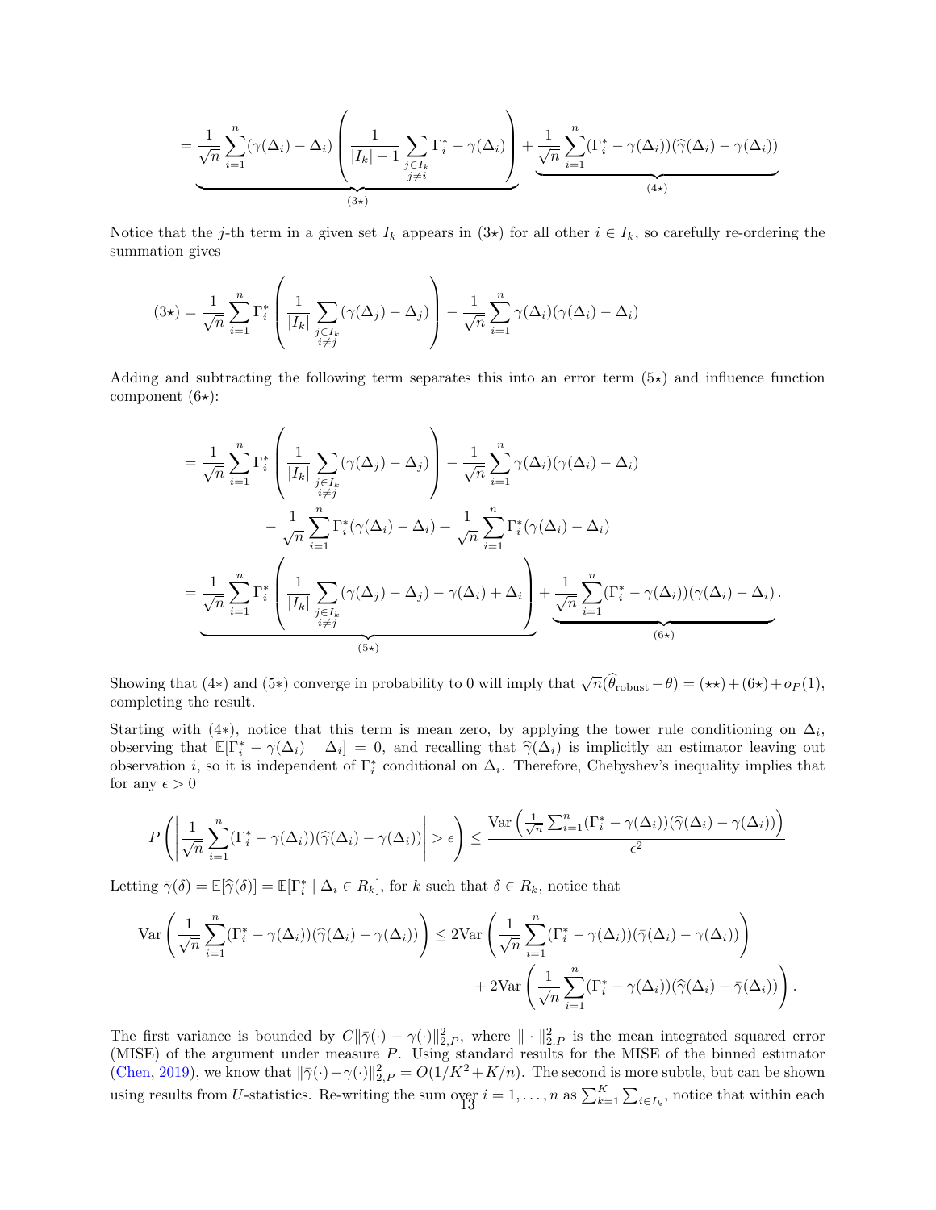$$
= \underbrace{\frac{1}{\sqrt{n}} \sum_{i=1}^{n} (\gamma(\Delta_i) - \Delta_i) \left( \frac{1}{|I_k| - 1} \sum_{\substack{j \in I_k \\ j \neq i}} \Gamma_i^* - \gamma(\Delta_i) \right)}_{(3\star)} + \underbrace{\frac{1}{\sqrt{n}} \sum_{i=1}^{n} (\Gamma_i^* - \gamma(\Delta_i))(\widehat{\gamma}(\Delta_i) - \gamma(\Delta_i))}_{(4\star)}
$$

Notice that the $j$-th term in a given set $I_k$ appears in $(3\star)$ for all other $i \in I_k$, so carefully re-ordering the summation gives

$$
(3\star) = \frac{1}{\sqrt{n}} \sum_{i=1}^{n} \Gamma_i^* \left( \frac{1}{|I_k|} \sum_{\substack{j \in I_k \\ i \neq j}} (\gamma(\Delta_j) - \Delta_j) \right) - \frac{1}{\sqrt{n}} \sum_{i=1}^{n} \gamma(\Delta_i)(\gamma(\Delta_i) - \Delta_i)
$$

Adding and subtracting the following term separates this into an error term $(5\star)$ and influence function component $(6\star)$:

$$
\begin{aligned}
&= \frac{1}{\sqrt{n}} \sum_{i=1}^{n} \Gamma_i^* \left( \frac{1}{|I_k|} \sum_{\substack{j \in I_k \\ i \neq j}} (\gamma(\Delta_j) - \Delta_j) \right) - \frac{1}{\sqrt{n}} \sum_{i=1}^{n} \gamma(\Delta_i)(\gamma(\Delta_i) - \Delta_i) \\
&\qquad - \frac{1}{\sqrt{n}} \sum_{i=1}^{n} \Gamma_i^* (\gamma(\Delta_i) - \Delta_i) + \frac{1}{\sqrt{n}} \sum_{i=1}^{n} \Gamma_i^* (\gamma(\Delta_i) - \Delta_i) \\
&= \underbrace{\frac{1}{\sqrt{n}} \sum_{i=1}^{n} \Gamma_i^* \left( \frac{1}{|I_k|} \sum_{\substack{j \in I_k \\ i \neq j}} (\gamma(\Delta_j) - \Delta_j) - \gamma(\Delta_i) + \Delta_i \right)}_{(5\star)} + \underbrace{\frac{1}{\sqrt{n}} \sum_{i=1}^{n} (\Gamma_i^* - \gamma(\Delta_i))(\gamma(\Delta_i) - \Delta_i)}_{(6\star)}.
\end{aligned}
$$

Showing that $(4*)$ and $(5*)$ converge in probability to 0 will imply that $\sqrt{n}(\widehat{\theta}_{\text{robust}} - \theta) = (\star\star) + (6\star) + o_P(1)$, completing the result.

Starting with $(4*)$, notice that this term is mean zero, by applying the tower rule conditioning on $\Delta_i$, observing that $\mathbb{E}[\Gamma_i^* - \gamma(\Delta_i) \mid \Delta_i] = 0$, and recalling that $\widehat{\gamma}(\Delta_i)$ is implicitly an estimator leaving out observation $i$, so it is independent of $\Gamma_i^*$ conditional on $\Delta_i$. Therefore, Chebyshev's inequality implies that for any $\epsilon > 0$

$$
P\left( \left| \frac{1}{\sqrt{n}} \sum_{i=1}^{n} (\Gamma_i^* - \gamma(\Delta_i))(\widehat{\gamma}(\Delta_i) - \gamma(\Delta_i)) \right| > \epsilon \right) \leq \frac{\text{Var}\left( \frac{1}{\sqrt{n}} \sum_{i=1}^{n} (\Gamma_i^* - \gamma(\Delta_i))(\widehat{\gamma}(\Delta_i) - \gamma(\Delta_i)) \right)}{\epsilon^2}
$$

Letting $\bar{\gamma}(\delta) = \mathbb{E}[\widehat{\gamma}(\delta)] = \mathbb{E}[\Gamma_i^* \mid \Delta_i \in R_k]$, for $k$ such that $\delta \in R_k$, notice that

$$
\begin{aligned}
\text{Var}\left( \frac{1}{\sqrt{n}} \sum_{i=1}^{n} (\Gamma_i^* - \gamma(\Delta_i))(\widehat{\gamma}(\Delta_i) - \gamma(\Delta_i)) \right) &\leq 2\text{Var}\left( \frac{1}{\sqrt{n}} \sum_{i=1}^{n} (\Gamma_i^* - \gamma(\Delta_i))(\bar{\gamma}(\Delta_i) - \gamma(\Delta_i)) \right) \\
&\quad + 2\text{Var}\left( \frac{1}{\sqrt{n}} \sum_{i=1}^{n} (\Gamma_i^* - \gamma(\Delta_i))(\widehat{\gamma}(\Delta_i) - \bar{\gamma}(\Delta_i)) \right).
\end{aligned}
$$

The first variance is bounded by $C\|\bar{\gamma}(\cdot) - \gamma(\cdot)\|_{2,P}^2$, where $\| \cdot \|_{2,P}^2$ is the mean integrated squared error (MISE) of the argument under measure $P$. Using standard results for the MISE of the binned estimator (Chen, 2019), we know that $\|\bar{\gamma}(\cdot) - \gamma(\cdot)\|_{2,P}^2 = O(1/K^2 + K/n)$. The second is more subtle, but can be shown using results from $U$-statistics. Re-writing the sum over $i = 1, \ldots, n$ as $\sum_{k=1}^{K} \sum_{i \in I_k}$, notice that within each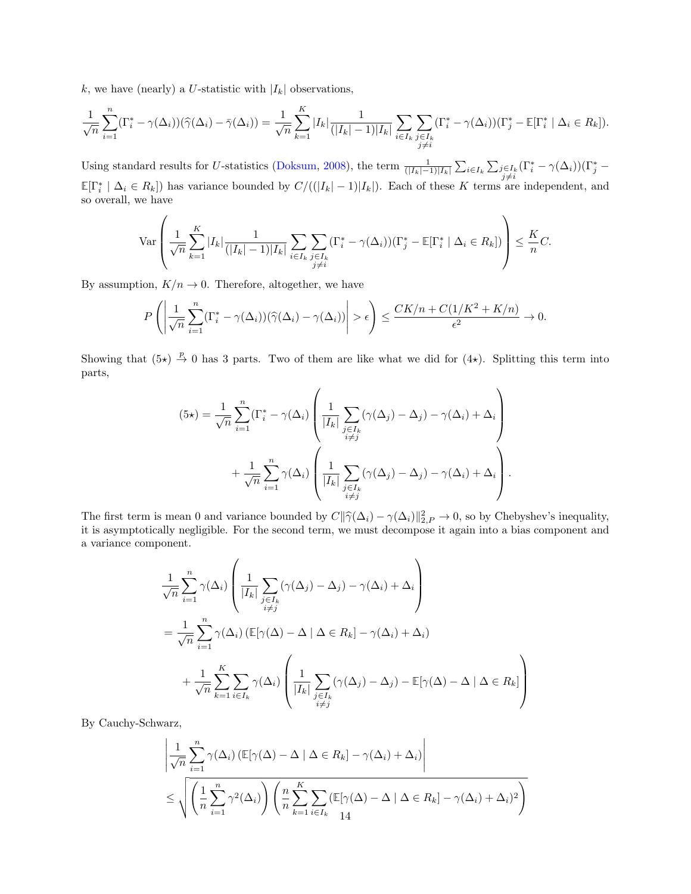$k$, we have (nearly) a $U$-statistic with $|I_k|$ observations,

$$\frac{1}{\sqrt{n}}\sum_{i=1}^{n}(\Gamma_i^* - \gamma(\Delta_i))(\widehat{\gamma}(\Delta_i) - \bar{\gamma}(\Delta_i)) = \frac{1}{\sqrt{n}}\sum_{k=1}^{K}|I_k|\frac{1}{(|I_k|-1)|I_k|}\sum_{i\in I_k}\sum_{\substack{j\in I_k\\ j\neq i}}(\Gamma_i^* - \gamma(\Delta_i))(\Gamma_j^* - \mathbb{E}[\Gamma_i^* \mid \Delta_i \in R_k]).$$

Using standard results for $U$-statistics (Doksum, 2008), the term $\frac{1}{(|I_k|-1)|I_k|}\sum_{i\in I_k}\sum_{\substack{j\in I_k\\ j\neq i}}(\Gamma_i^* - \gamma(\Delta_i))(\Gamma_j^* - \mathbb{E}[\Gamma_i^* \mid \Delta_i \in R_k])$ has variance bounded by $C/((|I_k|-1)|I_k|)$. Each of these $K$ terms are independent, and so overall, we have

$$\mathrm{Var}\left(\frac{1}{\sqrt{n}}\sum_{k=1}^{K}|I_k|\frac{1}{(|I_k|-1)|I_k|}\sum_{i\in I_k}\sum_{\substack{j\in I_k\\ j\neq i}}(\Gamma_i^* - \gamma(\Delta_i))(\Gamma_j^* - \mathbb{E}[\Gamma_i^* \mid \Delta_i \in R_k])\right) \leq \frac{K}{n}C.$$

By assumption, $K/n \to 0$. Therefore, altogether, we have

$$P\left(\left|\frac{1}{\sqrt{n}}\sum_{i=1}^{n}(\Gamma_i^* - \gamma(\Delta_i))(\widehat{\gamma}(\Delta_i) - \gamma(\Delta_i))\right| > \epsilon\right) \leq \frac{CK/n + C(1/K^2 + K/n)}{\epsilon^2} \to 0.$$

Showing that $(5\star) \xrightarrow{p} 0$ has 3 parts. Two of them are like what we did for $(4\star)$. Splitting this term into parts,

$$(5\star) = \frac{1}{\sqrt{n}}\sum_{i=1}^{n}(\Gamma_i^* - \gamma(\Delta_i)\left(\frac{1}{|I_k|}\sum_{\substack{j\in I_k\\ i\neq j}}(\gamma(\Delta_j) - \Delta_j) - \gamma(\Delta_i) + \Delta_i\right)$$
$$+ \frac{1}{\sqrt{n}}\sum_{i=1}^{n}\gamma(\Delta_i)\left(\frac{1}{|I_k|}\sum_{\substack{j\in I_k\\ i\neq j}}(\gamma(\Delta_j) - \Delta_j) - \gamma(\Delta_i) + \Delta_i\right).$$

The first term is mean 0 and variance bounded by $C\|\widehat{\gamma}(\Delta_i) - \gamma(\Delta_i)\|_{2,P}^2 \to 0$, so by Chebyshev's inequality, it is asymptotically negligible. For the second term, we must decompose it again into a bias component and a variance component.

$$\frac{1}{\sqrt{n}}\sum_{i=1}^{n}\gamma(\Delta_i)\left(\frac{1}{|I_k|}\sum_{\substack{j\in I_k\\ i\neq j}}(\gamma(\Delta_j) - \Delta_j) - \gamma(\Delta_i) + \Delta_i\right)$$
$$= \frac{1}{\sqrt{n}}\sum_{i=1}^{n}\gamma(\Delta_i)\left(\mathbb{E}[\gamma(\Delta) - \Delta \mid \Delta \in R_k] - \gamma(\Delta_i) + \Delta_i\right)$$
$$+ \frac{1}{\sqrt{n}}\sum_{k=1}^{K}\sum_{i\in I_k}\gamma(\Delta_i)\left(\frac{1}{|I_k|}\sum_{\substack{j\in I_k\\ i\neq j}}(\gamma(\Delta_j) - \Delta_j) - \mathbb{E}[\gamma(\Delta) - \Delta \mid \Delta \in R_k]\right)$$

By Cauchy-Schwarz,

$$\left|\frac{1}{\sqrt{n}}\sum_{i=1}^{n}\gamma(\Delta_i)\left(\mathbb{E}[\gamma(\Delta) - \Delta \mid \Delta \in R_k] - \gamma(\Delta_i) + \Delta_i\right)\right|$$
$$\leq \sqrt{\left(\frac{1}{n}\sum_{i=1}^{n}\gamma^2(\Delta_i)\right)\left(\frac{n}{n}\sum_{k=1}^{K}\sum_{i\in I_k}(\mathbb{E}[\gamma(\Delta) - \Delta \mid \Delta \in R_k] - \gamma(\Delta_i) + \Delta_i)^2\right)}$$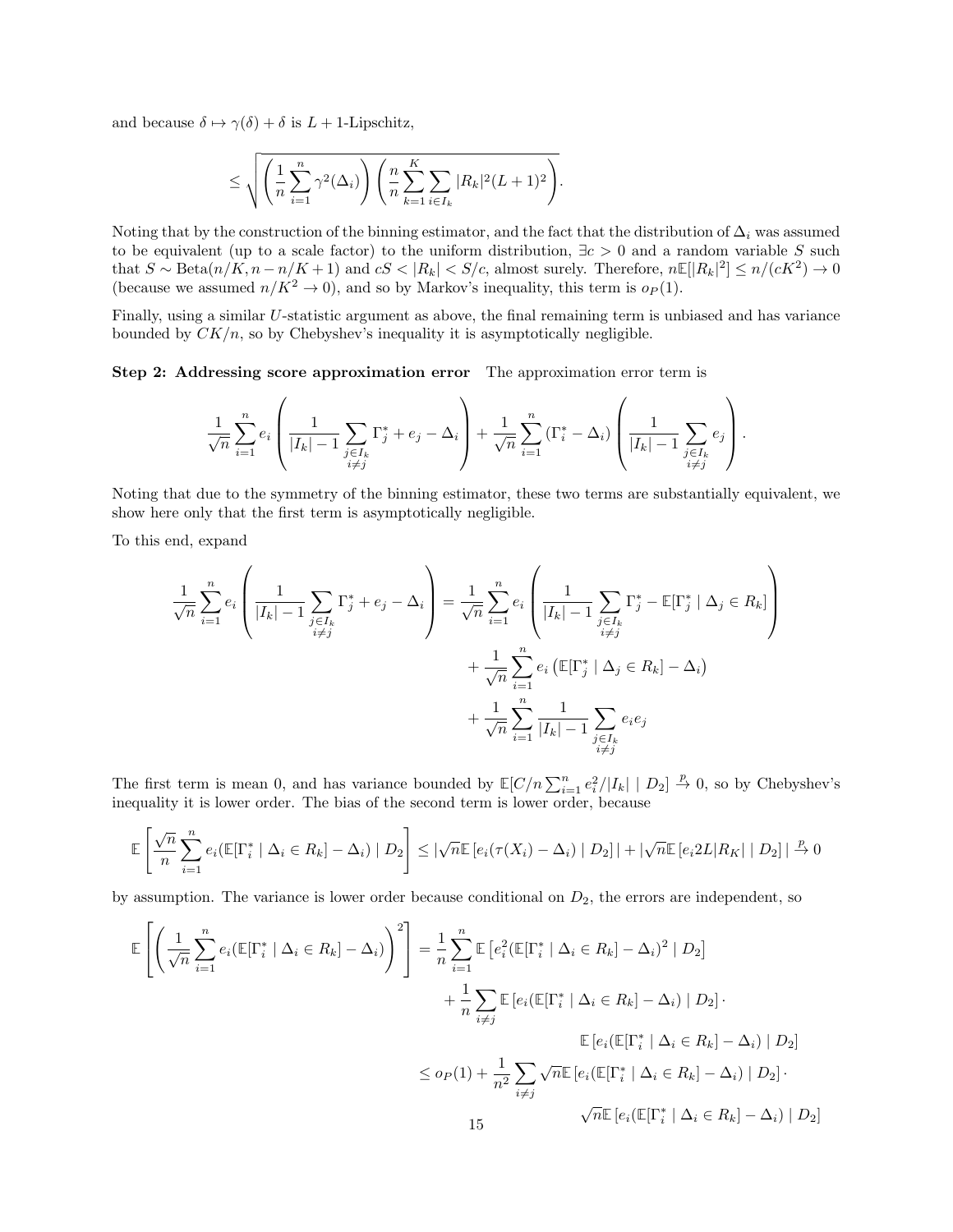and because $\delta \mapsto \gamma(\delta) + \delta$ is $L+1$-Lipschitz,

$$\leq \sqrt{\left(\frac{1}{n}\sum_{i=1}^{n}\gamma^2(\Delta_i)\right)\left(\frac{n}{n}\sum_{k=1}^{K}\sum_{i\in I_k}|R_k|^2(L+1)^2\right)}.$$

Noting that by the construction of the binning estimator, and the fact that the distribution of $\Delta_i$ was assumed to be equivalent (up to a scale factor) to the uniform distribution, $\exists c > 0$ and a random variable $S$ such that $S \sim \text{Beta}(n/K, n - n/K + 1)$ and $cS < |R_k| < S/c$, almost surely. Therefore, $n\mathbb{E}[|R_k|^2] \leq n/(cK^2) \to 0$ (because we assumed $n/K^2 \to 0$), and so by Markov's inequality, this term is $o_P(1)$.

Finally, using a similar $U$-statistic argument as above, the final remaining term is unbiased and has variance bounded by $CK/n$, so by Chebyshev's inequality it is asymptotically negligible.

**Step 2: Addressing score approximation error** The approximation error term is

$$\frac{1}{\sqrt{n}}\sum_{i=1}^{n} e_i\left(\frac{1}{|I_k|-1}\sum_{\substack{j\in I_k\\ i\neq j}}\Gamma_j^* + e_j - \Delta_i\right) + \frac{1}{\sqrt{n}}\sum_{i=1}^{n}(\Gamma_i^* - \Delta_i)\left(\frac{1}{|I_k|-1}\sum_{\substack{j\in I_k\\ i\neq j}} e_j\right).$$

Noting that due to the symmetry of the binning estimator, these two terms are substantially equivalent, we show here only that the first term is asymptotically negligible.

To this end, expand

$$\begin{aligned}
\frac{1}{\sqrt{n}}\sum_{i=1}^{n} e_i\left(\frac{1}{|I_k|-1}\sum_{\substack{j\in I_k\\ i\neq j}}\Gamma_j^* + e_j - \Delta_i\right) &= \frac{1}{\sqrt{n}}\sum_{i=1}^{n} e_i\left(\frac{1}{|I_k|-1}\sum_{\substack{j\in I_k\\ i\neq j}}\Gamma_j^* - \mathbb{E}[\Gamma_j^* \mid \Delta_j \in R_k]\right)\\
&\quad + \frac{1}{\sqrt{n}}\sum_{i=1}^{n} e_i\left(\mathbb{E}[\Gamma_j^* \mid \Delta_j \in R_k] - \Delta_i\right)\\
&\quad + \frac{1}{\sqrt{n}}\sum_{i=1}^{n}\frac{1}{|I_k|-1}\sum_{\substack{j\in I_k\\ i\neq j}} e_i e_j
\end{aligned}$$

The first term is mean 0, and has variance bounded by $\mathbb{E}[C/n\sum_{i=1}^{n} e_i^2/|I_k| \mid D_2] \xrightarrow{p} 0$, so by Chebyshev's inequality it is lower order. The bias of the second term is lower order, because

$$\mathbb{E}\left[\frac{\sqrt{n}}{n}\sum_{i=1}^{n} e_i(\mathbb{E}[\Gamma_i^* \mid \Delta_i \in R_k] - \Delta_i) \mid D_2\right] \leq |\sqrt{n}\mathbb{E}\left[e_i(\tau(X_i) - \Delta_i) \mid D_2\right]| + |\sqrt{n}\mathbb{E}\left[e_i 2L|R_K| \mid D_2\right]| \xrightarrow{p} 0$$

by assumption. The variance is lower order because conditional on $D_2$, the errors are independent, so

$$\begin{aligned}
\mathbb{E}\left[\left(\frac{1}{\sqrt{n}}\sum_{i=1}^{n} e_i(\mathbb{E}[\Gamma_i^* \mid \Delta_i \in R_k] - \Delta_i)\right)^2\right] &= \frac{1}{n}\sum_{i=1}^{n}\mathbb{E}\left[e_i^2(\mathbb{E}[\Gamma_i^* \mid \Delta_i \in R_k] - \Delta_i)^2 \mid D_2\right]\\
&\quad + \frac{1}{n}\sum_{i\neq j}\mathbb{E}\left[e_i(\mathbb{E}[\Gamma_i^* \mid \Delta_i \in R_k] - \Delta_i) \mid D_2\right]\cdot\\
&\qquad\qquad \mathbb{E}\left[e_i(\mathbb{E}[\Gamma_i^* \mid \Delta_i \in R_k] - \Delta_i) \mid D_2\right]\\
&\leq o_P(1) + \frac{1}{n^2}\sum_{i\neq j}\sqrt{n}\mathbb{E}\left[e_i(\mathbb{E}[\Gamma_i^* \mid \Delta_i \in R_k] - \Delta_i) \mid D_2\right]\cdot\\
&\qquad\qquad \sqrt{n}\mathbb{E}\left[e_i(\mathbb{E}[\Gamma_i^* \mid \Delta_i \in R_k] - \Delta_i) \mid D_2\right]
\end{aligned}$$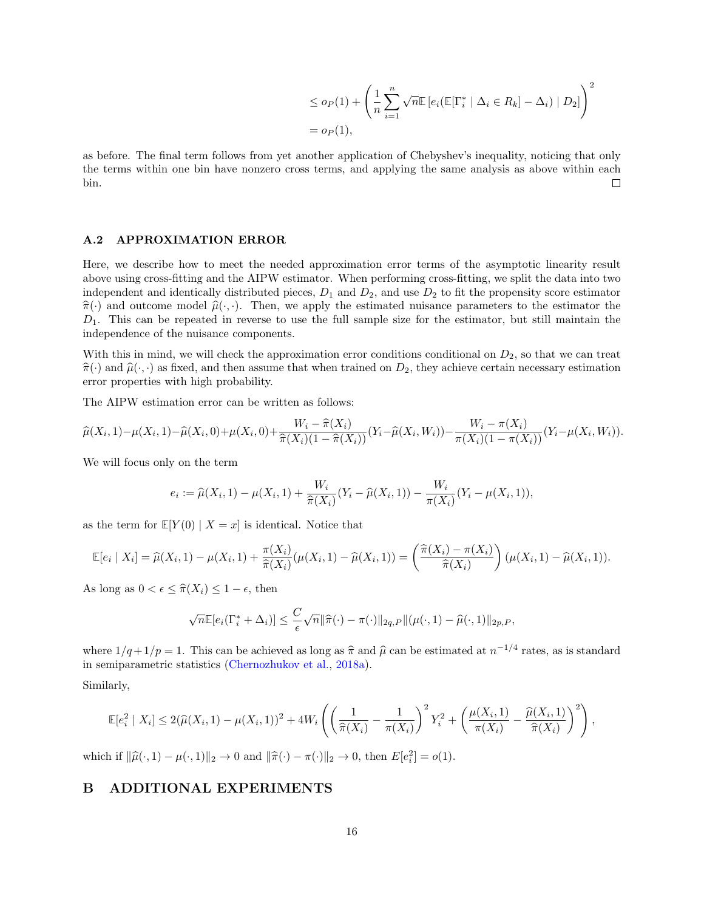$$
\begin{aligned}
&\leq o_P(1) + \left( \frac{1}{n} \sum_{i=1}^{n} \sqrt{n} \mathbb{E}\left[ e_i (\mathbb{E}[\Gamma_i^* \mid \Delta_i \in R_k] - \Delta_i) \mid D_2 \right] \right)^2 \\
&= o_P(1),
\end{aligned}
$$

as before. The final term follows from yet another application of Chebyshev's inequality, noticing that only the terms within one bin have nonzero cross terms, and applying the same analysis as above within each bin. □

### A.2 APPROXIMATION ERROR

Here, we describe how to meet the needed approximation error terms of the asymptotic linearity result above using cross-fitting and the AIPW estimator. When performing cross-fitting, we split the data into two independent and identically distributed pieces, $D_1$ and $D_2$, and use $D_2$ to fit the propensity score estimator $\widehat{\pi}(\cdot)$ and outcome model $\widehat{\mu}(\cdot, \cdot)$. Then, we apply the estimated nuisance parameters to the estimator the $D_1$. This can be repeated in reverse to use the full sample size for the estimator, but still maintain the independence of the nuisance components.

With this in mind, we will check the approximation error conditions conditional on $D_2$, so that we can treat $\widehat{\pi}(\cdot)$ and $\widehat{\mu}(\cdot, \cdot)$ as fixed, and then assume that when trained on $D_2$, they achieve certain necessary estimation error properties with high probability.

The AIPW estimation error can be written as follows:

$$
\widehat{\mu}(X_i, 1) - \mu(X_i, 1) - \widehat{\mu}(X_i, 0) + \mu(X_i, 0) + \frac{W_i - \widehat{\pi}(X_i)}{\widehat{\pi}(X_i)(1 - \widehat{\pi}(X_i))}(Y_i - \widehat{\mu}(X_i, W_i)) - \frac{W_i - \pi(X_i)}{\pi(X_i)(1 - \pi(X_i))}(Y_i - \mu(X_i, W_i)).
$$

We will focus only on the term

$$
e_i := \widehat{\mu}(X_i, 1) - \mu(X_i, 1) + \frac{W_i}{\widehat{\pi}(X_i)}(Y_i - \widehat{\mu}(X_i, 1)) - \frac{W_i}{\pi(X_i)}(Y_i - \mu(X_i, 1)),
$$

as the term for $\mathbb{E}[Y(0) \mid X = x]$ is identical. Notice that

$$
\mathbb{E}[e_i \mid X_i] = \widehat{\mu}(X_i, 1) - \mu(X_i, 1) + \frac{\pi(X_i)}{\widehat{\pi}(X_i)}(\mu(X_i, 1) - \widehat{\mu}(X_i, 1)) = \left( \frac{\widehat{\pi}(X_i) - \pi(X_i)}{\widehat{\pi}(X_i)} \right) (\mu(X_i, 1) - \widehat{\mu}(X_i, 1)).
$$

As long as $0 < \epsilon \leq \widehat{\pi}(X_i) \leq 1 - \epsilon$, then

$$
\sqrt{n} \mathbb{E}[e_i(\Gamma_i^* + \Delta_i)] \leq \frac{C}{\epsilon} \sqrt{n} \|\widehat{\pi}(\cdot) - \pi(\cdot)\|_{2q, P} \|(\mu(\cdot, 1) - \widehat{\mu}(\cdot, 1)\|_{2p, P},
$$

where $1/q + 1/p = 1$. This can be achieved as long as $\widehat{\pi}$ and $\widehat{\mu}$ can be estimated at $n^{-1/4}$ rates, as is standard in semiparametric statistics (Chernozhukov et al., 2018a).

Similarly,

$$
\mathbb{E}[e_i^2 \mid X_i] \leq 2(\widehat{\mu}(X_i, 1) - \mu(X_i, 1))^2 + 4W_i \left( \left( \frac{1}{\widehat{\pi}(X_i)} - \frac{1}{\pi(X_i)} \right)^2 Y_i^2 + \left( \frac{\mu(X_i, 1)}{\pi(X_i)} - \frac{\widehat{\mu}(X_i, 1)}{\widehat{\pi}(X_i)} \right)^2 \right),
$$

which if $\|\widehat{\mu}(\cdot, 1) - \mu(\cdot, 1)\|_2 \to 0$ and $\|\widehat{\pi}(\cdot) - \pi(\cdot)\|_2 \to 0$, then $E[e_i^2] = o(1)$.

## B ADDITIONAL EXPERIMENTS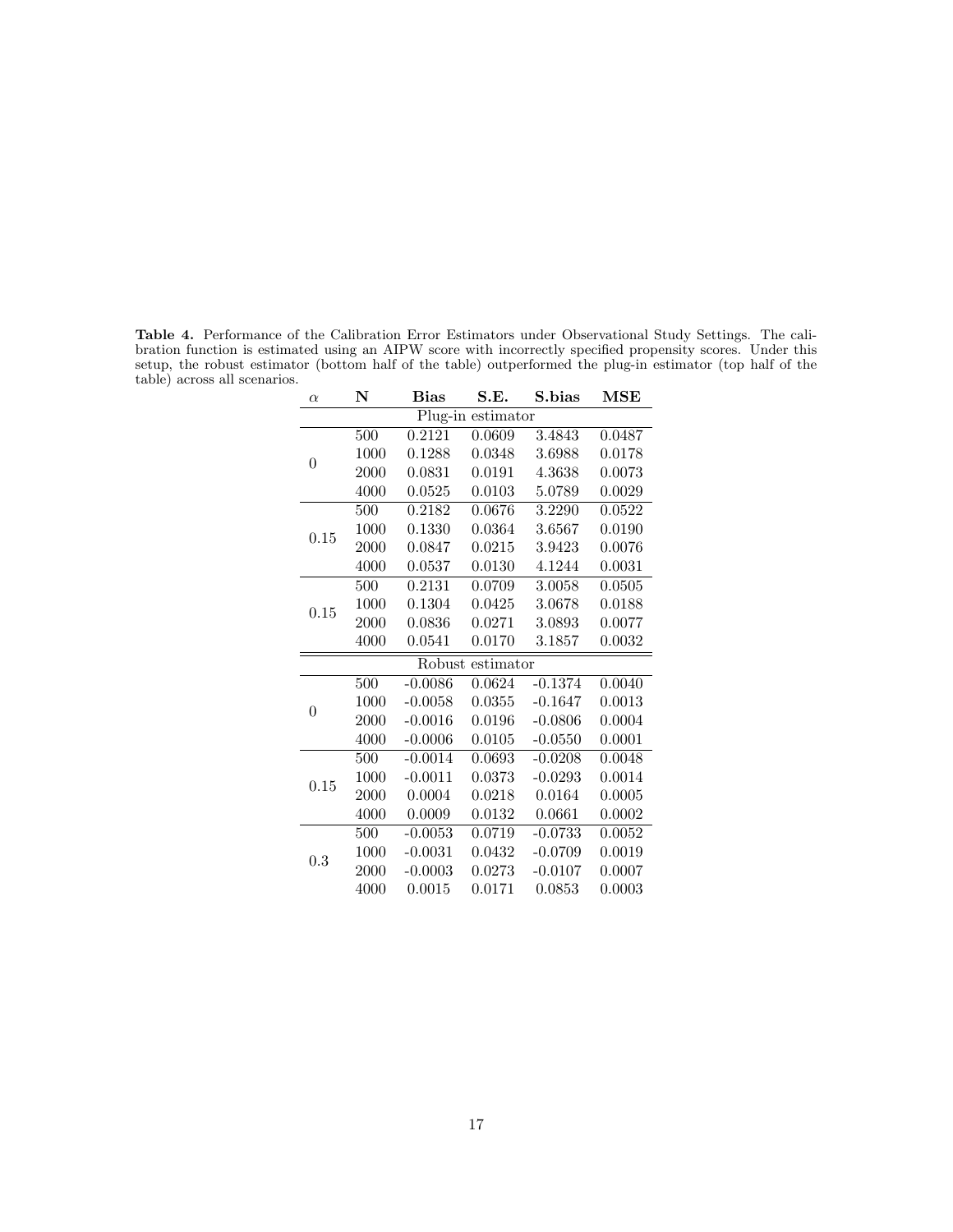**Table 4.** Performance of the Calibration Error Estimators under Observational Study Settings. The calibration function is estimated using an AIPW score with incorrectly specified propensity scores. Under this setup, the robust estimator (bottom half of the table) outperformed the plug-in estimator (top half of the table) across all scenarios.

| $\alpha$ | N | Bias | S.E. | S.bias | MSE |
|---|---|---|---|---|---|
| Plug-in estimator | | | | | |
| 0 | 500 | 0.2121 | 0.0609 | 3.4843 | 0.0487 |
| | 1000 | 0.1288 | 0.0348 | 3.6988 | 0.0178 |
| | 2000 | 0.0831 | 0.0191 | 4.3638 | 0.0073 |
| | 4000 | 0.0525 | 0.0103 | 5.0789 | 0.0029 |
| 0.15 | 500 | 0.2182 | 0.0676 | 3.2290 | 0.0522 |
| | 1000 | 0.1330 | 0.0364 | 3.6567 | 0.0190 |
| | 2000 | 0.0847 | 0.0215 | 3.9423 | 0.0076 |
| | 4000 | 0.0537 | 0.0130 | 4.1244 | 0.0031 |
| 0.15 | 500 | 0.2131 | 0.0709 | 3.0058 | 0.0505 |
| | 1000 | 0.1304 | 0.0425 | 3.0678 | 0.0188 |
| | 2000 | 0.0836 | 0.0271 | 3.0893 | 0.0077 |
| | 4000 | 0.0541 | 0.0170 | 3.1857 | 0.0032 |
| Robust estimator | | | | | |
| 0 | 500 | -0.0086 | 0.0624 | -0.1374 | 0.0040 |
| | 1000 | -0.0058 | 0.0355 | -0.1647 | 0.0013 |
| | 2000 | -0.0016 | 0.0196 | -0.0806 | 0.0004 |
| | 4000 | -0.0006 | 0.0105 | -0.0550 | 0.0001 |
| 0.15 | 500 | -0.0014 | 0.0693 | -0.0208 | 0.0048 |
| | 1000 | -0.0011 | 0.0373 | -0.0293 | 0.0014 |
| | 2000 | 0.0004 | 0.0218 | 0.0164 | 0.0005 |
| | 4000 | 0.0009 | 0.0132 | 0.0661 | 0.0002 |
| 0.3 | 500 | -0.0053 | 0.0719 | -0.0733 | 0.0052 |
| | 1000 | -0.0031 | 0.0432 | -0.0709 | 0.0019 |
| | 2000 | -0.0003 | 0.0273 | -0.0107 | 0.0007 |
| | 4000 | 0.0015 | 0.0171 | 0.0853 | 0.0003 |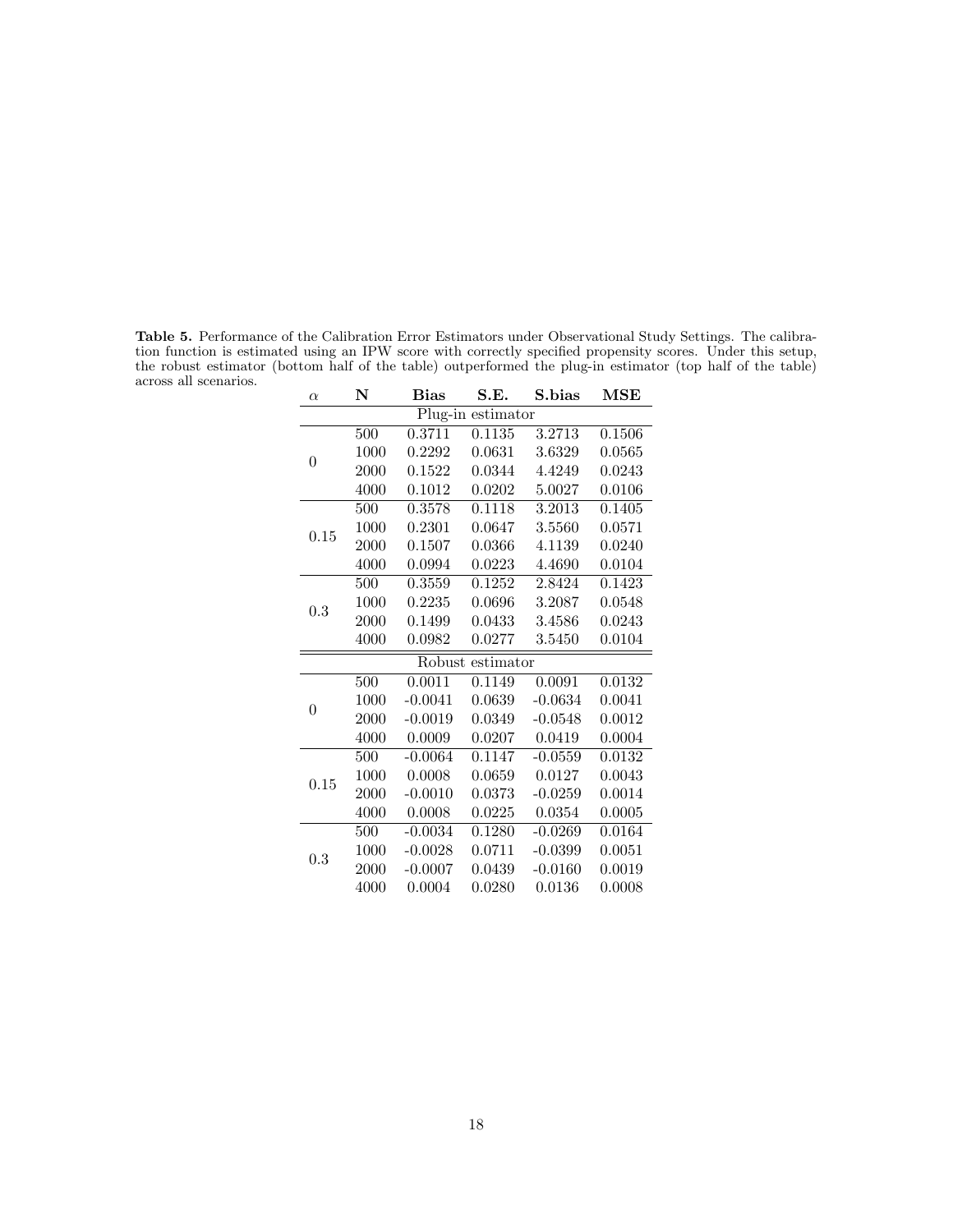**Table 5.** Performance of the Calibration Error Estimators under Observational Study Settings. The calibration function is estimated using an IPW score with correctly specified propensity scores. Under this setup, the robust estimator (bottom half of the table) outperformed the plug-in estimator (top half of the table) across all scenarios.

| $\alpha$ | N | Bias | S.E. | S.bias | MSE |
|---|---|---|---|---|---|
| | | Plug-in estimator | | | |
| 0 | 500 | 0.3711 | 0.1135 | 3.2713 | 0.1506 |
| | 1000 | 0.2292 | 0.0631 | 3.6329 | 0.0565 |
| | 2000 | 0.1522 | 0.0344 | 4.4249 | 0.0243 |
| | 4000 | 0.1012 | 0.0202 | 5.0027 | 0.0106 |
| 0.15 | 500 | 0.3578 | 0.1118 | 3.2013 | 0.1405 |
| | 1000 | 0.2301 | 0.0647 | 3.5560 | 0.0571 |
| | 2000 | 0.1507 | 0.0366 | 4.1139 | 0.0240 |
| | 4000 | 0.0994 | 0.0223 | 4.4690 | 0.0104 |
| 0.3 | 500 | 0.3559 | 0.1252 | 2.8424 | 0.1423 |
| | 1000 | 0.2235 | 0.0696 | 3.2087 | 0.0548 |
| | 2000 | 0.1499 | 0.0433 | 3.4586 | 0.0243 |
| | 4000 | 0.0982 | 0.0277 | 3.5450 | 0.0104 |
| | | Robust estimator | | | |
| 0 | 500 | 0.0011 | 0.1149 | 0.0091 | 0.0132 |
| | 1000 | -0.0041 | 0.0639 | -0.0634 | 0.0041 |
| | 2000 | -0.0019 | 0.0349 | -0.0548 | 0.0012 |
| | 4000 | 0.0009 | 0.0207 | 0.0419 | 0.0004 |
| 0.15 | 500 | -0.0064 | 0.1147 | -0.0559 | 0.0132 |
| | 1000 | 0.0008 | 0.0659 | 0.0127 | 0.0043 |
| | 2000 | -0.0010 | 0.0373 | -0.0259 | 0.0014 |
| | 4000 | 0.0008 | 0.0225 | 0.0354 | 0.0005 |
| 0.3 | 500 | -0.0034 | 0.1280 | -0.0269 | 0.0164 |
| | 1000 | -0.0028 | 0.0711 | -0.0399 | 0.0051 |
| | 2000 | -0.0007 | 0.0439 | -0.0160 | 0.0019 |
| | 4000 | 0.0004 | 0.0280 | 0.0136 | 0.0008 |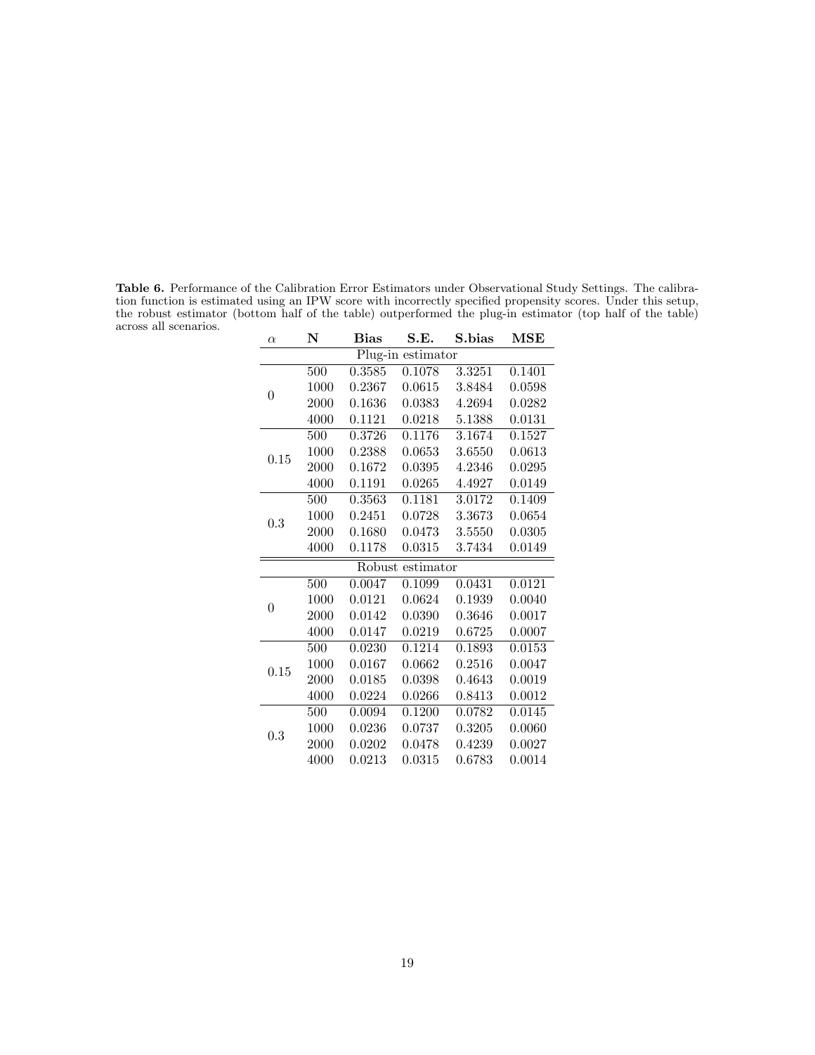**Table 6.** Performance of the Calibration Error Estimators under Observational Study Settings. The calibration function is estimated using an IPW score with incorrectly specified propensity scores. Under this setup, the robust estimator (bottom half of the table) outperformed the plug-in estimator (top half of the table) across all scenarios.

| $\alpha$ | **N** | **Bias** | **S.E.** | **S.bias** | **MSE** |
|---|---|---|---|---|---|
| | | Plug-in estimator | | | |
| 0 | 500 | 0.3585 | 0.1078 | 3.3251 | 0.1401 |
| | 1000 | 0.2367 | 0.0615 | 3.8484 | 0.0598 |
| | 2000 | 0.1636 | 0.0383 | 4.2694 | 0.0282 |
| | 4000 | 0.1121 | 0.0218 | 5.1388 | 0.0131 |
| 0.15 | 500 | 0.3726 | 0.1176 | 3.1674 | 0.1527 |
| | 1000 | 0.2388 | 0.0653 | 3.6550 | 0.0613 |
| | 2000 | 0.1672 | 0.0395 | 4.2346 | 0.0295 |
| | 4000 | 0.1191 | 0.0265 | 4.4927 | 0.0149 |
| 0.3 | 500 | 0.3563 | 0.1181 | 3.0172 | 0.1409 |
| | 1000 | 0.2451 | 0.0728 | 3.3673 | 0.0654 |
| | 2000 | 0.1680 | 0.0473 | 3.5550 | 0.0305 |
| | 4000 | 0.1178 | 0.0315 | 3.7434 | 0.0149 |
| | | Robust estimator | | | |
| 0 | 500 | 0.0047 | 0.1099 | 0.0431 | 0.0121 |
| | 1000 | 0.0121 | 0.0624 | 0.1939 | 0.0040 |
| | 2000 | 0.0142 | 0.0390 | 0.3646 | 0.0017 |
| | 4000 | 0.0147 | 0.0219 | 0.6725 | 0.0007 |
| 0.15 | 500 | 0.0230 | 0.1214 | 0.1893 | 0.0153 |
| | 1000 | 0.0167 | 0.0662 | 0.2516 | 0.0047 |
| | 2000 | 0.0185 | 0.0398 | 0.4643 | 0.0019 |
| | 4000 | 0.0224 | 0.0266 | 0.8413 | 0.0012 |
| 0.3 | 500 | 0.0094 | 0.1200 | 0.0782 | 0.0145 |
| | 1000 | 0.0236 | 0.0737 | 0.3205 | 0.0060 |
| | 2000 | 0.0202 | 0.0478 | 0.4239 | 0.0027 |
| | 4000 | 0.0213 | 0.0315 | 0.6783 | 0.0014 |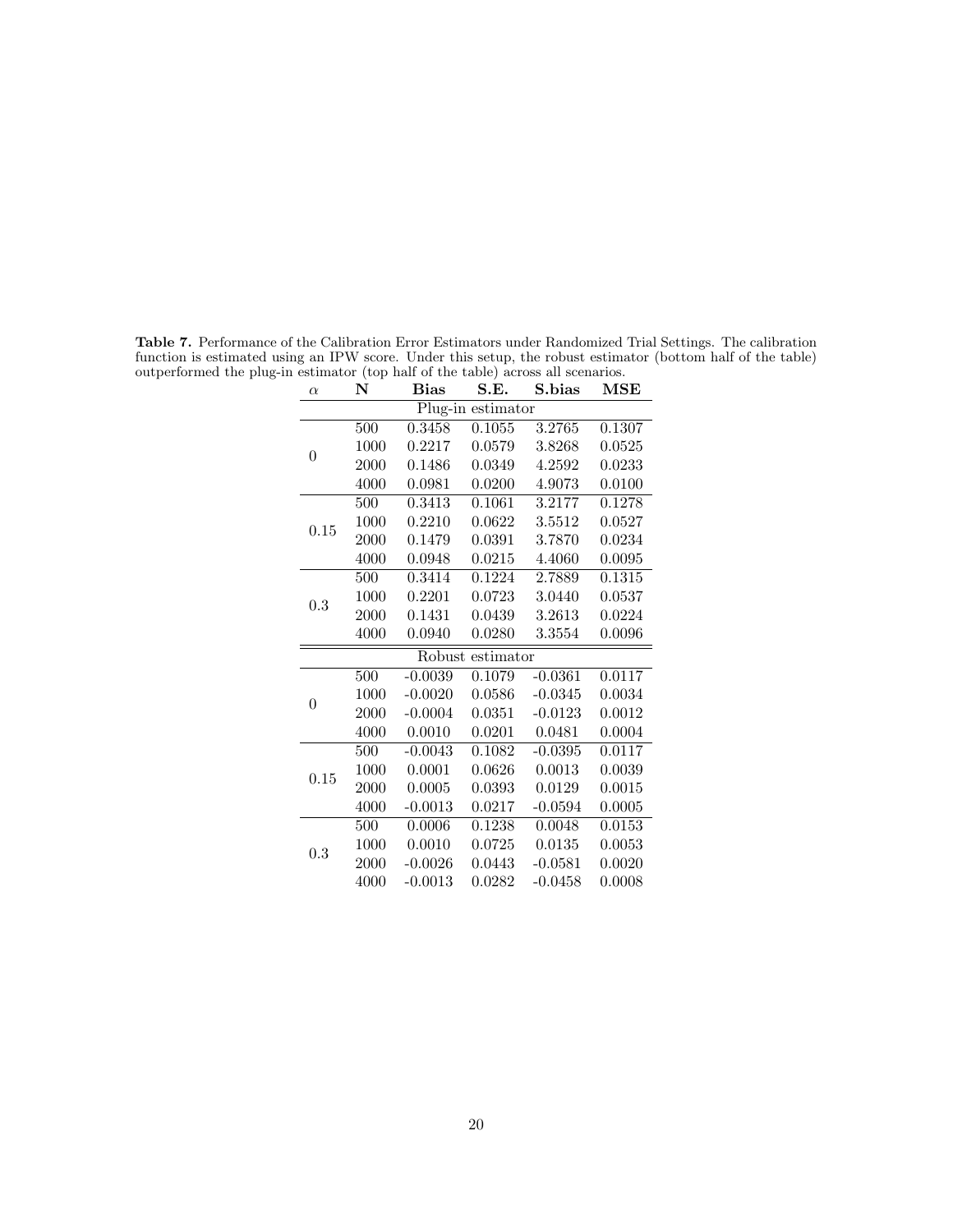**Table 7.** Performance of the Calibration Error Estimators under Randomized Trial Settings. The calibration function is estimated using an IPW score. Under this setup, the robust estimator (bottom half of the table) outperformed the plug-in estimator (top half of the table) across all scenarios.

| $\alpha$ | N | Bias | S.E. | S.bias | MSE |
|---|---|---|---|---|---|
| Plug-in estimator | | | | | |
| 0 | 500 | 0.3458 | 0.1055 | 3.2765 | 0.1307 |
| | 1000 | 0.2217 | 0.0579 | 3.8268 | 0.0525 |
| | 2000 | 0.1486 | 0.0349 | 4.2592 | 0.0233 |
| | 4000 | 0.0981 | 0.0200 | 4.9073 | 0.0100 |
| 0.15 | 500 | 0.3413 | 0.1061 | 3.2177 | 0.1278 |
| | 1000 | 0.2210 | 0.0622 | 3.5512 | 0.0527 |
| | 2000 | 0.1479 | 0.0391 | 3.7870 | 0.0234 |
| | 4000 | 0.0948 | 0.0215 | 4.4060 | 0.0095 |
| 0.3 | 500 | 0.3414 | 0.1224 | 2.7889 | 0.1315 |
| | 1000 | 0.2201 | 0.0723 | 3.0440 | 0.0537 |
| | 2000 | 0.1431 | 0.0439 | 3.2613 | 0.0224 |
| | 4000 | 0.0940 | 0.0280 | 3.3554 | 0.0096 |
| Robust estimator | | | | | |
| 0 | 500 | -0.0039 | 0.1079 | -0.0361 | 0.0117 |
| | 1000 | -0.0020 | 0.0586 | -0.0345 | 0.0034 |
| | 2000 | -0.0004 | 0.0351 | -0.0123 | 0.0012 |
| | 4000 | 0.0010 | 0.0201 | 0.0481 | 0.0004 |
| 0.15 | 500 | -0.0043 | 0.1082 | -0.0395 | 0.0117 |
| | 1000 | 0.0001 | 0.0626 | 0.0013 | 0.0039 |
| | 2000 | 0.0005 | 0.0393 | 0.0129 | 0.0015 |
| | 4000 | -0.0013 | 0.0217 | -0.0594 | 0.0005 |
| 0.3 | 500 | 0.0006 | 0.1238 | 0.0048 | 0.0153 |
| | 1000 | 0.0010 | 0.0725 | 0.0135 | 0.0053 |
| | 2000 | -0.0026 | 0.0443 | -0.0581 | 0.0020 |
| | 4000 | -0.0013 | 0.0282 | -0.0458 | 0.0008 |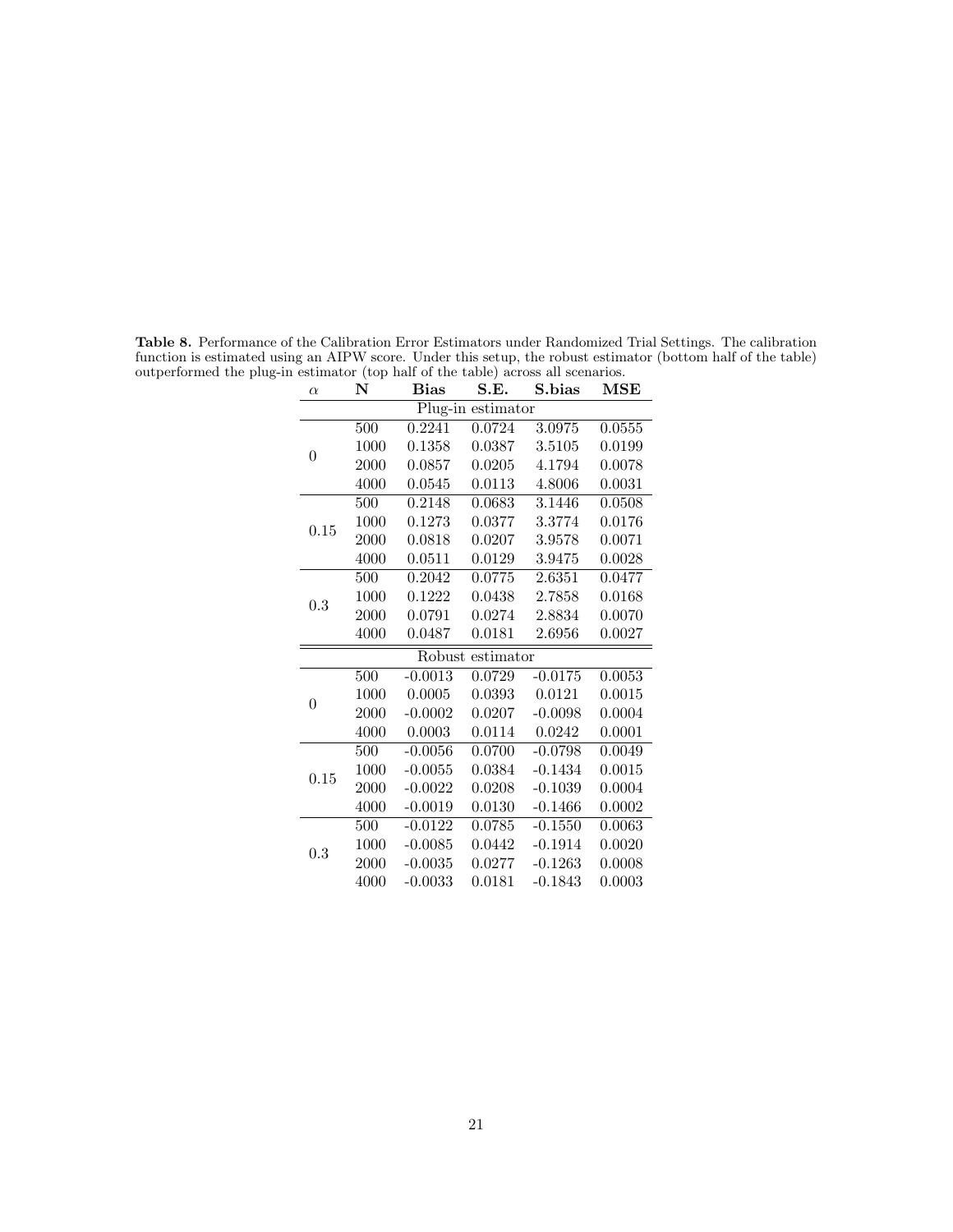**Table 8.** Performance of the Calibration Error Estimators under Randomized Trial Settings. The calibration function is estimated using an AIPW score. Under this setup, the robust estimator (bottom half of the table) outperformed the plug-in estimator (top half of the table) across all scenarios.

| $\alpha$ | **N** | **Bias** | **S.E.** | **S.bias** | **MSE** |
|---|---|---|---|---|---|
| Plug-in estimator | | | | | |
| 0 | 500 | 0.2241 | 0.0724 | 3.0975 | 0.0555 |
| | 1000 | 0.1358 | 0.0387 | 3.5105 | 0.0199 |
| | 2000 | 0.0857 | 0.0205 | 4.1794 | 0.0078 |
| | 4000 | 0.0545 | 0.0113 | 4.8006 | 0.0031 |
| 0.15 | 500 | 0.2148 | 0.0683 | 3.1446 | 0.0508 |
| | 1000 | 0.1273 | 0.0377 | 3.3774 | 0.0176 |
| | 2000 | 0.0818 | 0.0207 | 3.9578 | 0.0071 |
| | 4000 | 0.0511 | 0.0129 | 3.9475 | 0.0028 |
| 0.3 | 500 | 0.2042 | 0.0775 | 2.6351 | 0.0477 |
| | 1000 | 0.1222 | 0.0438 | 2.7858 | 0.0168 |
| | 2000 | 0.0791 | 0.0274 | 2.8834 | 0.0070 |
| | 4000 | 0.0487 | 0.0181 | 2.6956 | 0.0027 |
| Robust estimator | | | | | |
| 0 | 500 | -0.0013 | 0.0729 | -0.0175 | 0.0053 |
| | 1000 | 0.0005 | 0.0393 | 0.0121 | 0.0015 |
| | 2000 | -0.0002 | 0.0207 | -0.0098 | 0.0004 |
| | 4000 | 0.0003 | 0.0114 | 0.0242 | 0.0001 |
| 0.15 | 500 | -0.0056 | 0.0700 | -0.0798 | 0.0049 |
| | 1000 | -0.0055 | 0.0384 | -0.1434 | 0.0015 |
| | 2000 | -0.0022 | 0.0208 | -0.1039 | 0.0004 |
| | 4000 | -0.0019 | 0.0130 | -0.1466 | 0.0002 |
| 0.3 | 500 | -0.0122 | 0.0785 | -0.1550 | 0.0063 |
| | 1000 | -0.0085 | 0.0442 | -0.1914 | 0.0020 |
| | 2000 | -0.0035 | 0.0277 | -0.1263 | 0.0008 |
| | 4000 | -0.0033 | 0.0181 | -0.1843 | 0.0003 |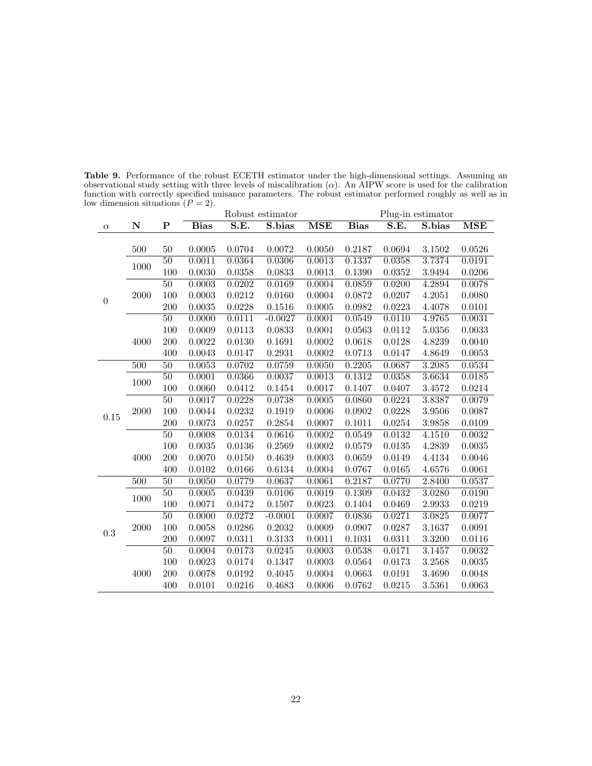**Table 9.** Performance of the robust ECETH estimator under the high-dimensional settings. Assuming an observational study setting with three levels of miscalibration ($\alpha$). An AIPW score is used for the calibration function with correctly specified nuisance parameters. The robust estimator performed roughly as well as in low dimension situations ($P = 2$).

| | | | Robust estimator | | | | Plug-in estimator | | | |
|---|---|---|---|---|---|---|---|---|---|---|
| $\alpha$ | **N** | **P** | **Bias** | **S.E.** | **S.bias** | **MSE** | **Bias** | **S.E.** | **S.bias** | **MSE** |
| 0 | 500 | 50 | 0.0005 | 0.0704 | 0.0072 | 0.0050 | 0.2187 | 0.0694 | 3.1502 | 0.0526 |
| | 1000 | 50 | 0.0011 | 0.0364 | 0.0306 | 0.0013 | 0.1337 | 0.0358 | 3.7374 | 0.0191 |
| | | 100 | 0.0030 | 0.0358 | 0.0833 | 0.0013 | 0.1390 | 0.0352 | 3.9494 | 0.0206 |
| | 2000 | 50 | 0.0003 | 0.0202 | 0.0169 | 0.0004 | 0.0859 | 0.0200 | 4.2894 | 0.0078 |
| | | 100 | 0.0003 | 0.0212 | 0.0160 | 0.0004 | 0.0872 | 0.0207 | 4.2051 | 0.0080 |
| | | 200 | 0.0035 | 0.0228 | 0.1516 | 0.0005 | 0.0982 | 0.0223 | 4.4078 | 0.0101 |
| | 4000 | 50 | 0.0000 | 0.0111 | -0.0027 | 0.0001 | 0.0549 | 0.0110 | 4.9765 | 0.0031 |
| | | 100 | 0.0009 | 0.0113 | 0.0833 | 0.0001 | 0.0563 | 0.0112 | 5.0356 | 0.0033 |
| | | 200 | 0.0022 | 0.0130 | 0.1691 | 0.0002 | 0.0618 | 0.0128 | 4.8239 | 0.0040 |
| | | 400 | 0.0043 | 0.0147 | 0.2931 | 0.0002 | 0.0713 | 0.0147 | 4.8649 | 0.0053 |
| 0.15 | 500 | 50 | 0.0053 | 0.0702 | 0.0759 | 0.0050 | 0.2205 | 0.0687 | 3.2085 | 0.0534 |
| | 1000 | 50 | 0.0001 | 0.0366 | 0.0037 | 0.0013 | 0.1312 | 0.0358 | 3.6634 | 0.0185 |
| | | 100 | 0.0060 | 0.0412 | 0.1454 | 0.0017 | 0.1407 | 0.0407 | 3.4572 | 0.0214 |
| | 2000 | 50 | 0.0017 | 0.0228 | 0.0738 | 0.0005 | 0.0860 | 0.0224 | 3.8387 | 0.0079 |
| | | 100 | 0.0044 | 0.0232 | 0.1919 | 0.0006 | 0.0902 | 0.0228 | 3.9506 | 0.0087 |
| | | 200 | 0.0073 | 0.0257 | 0.2854 | 0.0007 | 0.1011 | 0.0254 | 3.9858 | 0.0109 |
| | 4000 | 50 | 0.0008 | 0.0134 | 0.0616 | 0.0002 | 0.0549 | 0.0132 | 4.1510 | 0.0032 |
| | | 100 | 0.0035 | 0.0136 | 0.2569 | 0.0002 | 0.0579 | 0.0135 | 4.2839 | 0.0035 |
| | | 200 | 0.0070 | 0.0150 | 0.4639 | 0.0003 | 0.0659 | 0.0149 | 4.4134 | 0.0046 |
| | | 400 | 0.0102 | 0.0166 | 0.6134 | 0.0004 | 0.0767 | 0.0165 | 4.6576 | 0.0061 |
| 0.3 | 500 | 50 | 0.0050 | 0.0779 | 0.0637 | 0.0061 | 0.2187 | 0.0770 | 2.8400 | 0.0537 |
| | 1000 | 50 | 0.0005 | 0.0439 | 0.0106 | 0.0019 | 0.1309 | 0.0432 | 3.0280 | 0.0190 |
| | | 100 | 0.0071 | 0.0472 | 0.1507 | 0.0023 | 0.1404 | 0.0469 | 2.9933 | 0.0219 |
| | 2000 | 50 | 0.0000 | 0.0272 | -0.0001 | 0.0007 | 0.0836 | 0.0271 | 3.0825 | 0.0077 |
| | | 100 | 0.0058 | 0.0286 | 0.2032 | 0.0009 | 0.0907 | 0.0287 | 3.1637 | 0.0091 |
| | | 200 | 0.0097 | 0.0311 | 0.3133 | 0.0011 | 0.1031 | 0.0311 | 3.3200 | 0.0116 |
| | 4000 | 50 | 0.0004 | 0.0173 | 0.0245 | 0.0003 | 0.0538 | 0.0171 | 3.1457 | 0.0032 |
| | | 100 | 0.0023 | 0.0174 | 0.1347 | 0.0003 | 0.0564 | 0.0173 | 3.2568 | 0.0035 |
| | | 200 | 0.0078 | 0.0192 | 0.4045 | 0.0004 | 0.0663 | 0.0191 | 3.4690 | 0.0048 |
| | | 400 | 0.0101 | 0.0216 | 0.4683 | 0.0006 | 0.0762 | 0.0215 | 3.5361 | 0.0063 |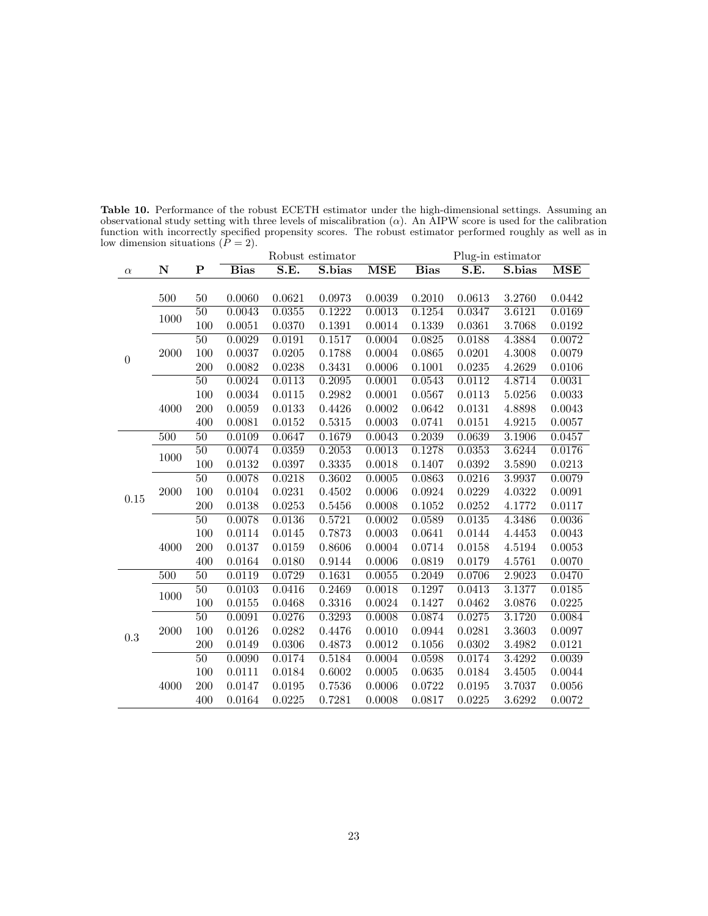**Table 10.** Performance of the robust ECETH estimator under the high-dimensional settings. Assuming an observational study setting with three levels of miscalibration ($\alpha$). An AIPW score is used for the calibration function with incorrectly specified propensity scores. The robust estimator performed roughly as well as in low dimension situations ($P = 2$).

| | | | Robust estimator | | | | Plug-in estimator | | | |
|---|---|---|---|---|---|---|---|---|---|---|
| $\alpha$ | **N** | **P** | **Bias** | **S.E.** | **S.bias** | **MSE** | **Bias** | **S.E.** | **S.bias** | **MSE** |
| 0 | 500 | 50 | 0.0060 | 0.0621 | 0.0973 | 0.0039 | 0.2010 | 0.0613 | 3.2760 | 0.0442 |
| | 1000 | 50 | 0.0043 | 0.0355 | 0.1222 | 0.0013 | 0.1254 | 0.0347 | 3.6121 | 0.0169 |
| | | 100 | 0.0051 | 0.0370 | 0.1391 | 0.0014 | 0.1339 | 0.0361 | 3.7068 | 0.0192 |
| | 2000 | 50 | 0.0029 | 0.0191 | 0.1517 | 0.0004 | 0.0825 | 0.0188 | 4.3884 | 0.0072 |
| | | 100 | 0.0037 | 0.0205 | 0.1788 | 0.0004 | 0.0865 | 0.0201 | 4.3008 | 0.0079 |
| | | 200 | 0.0082 | 0.0238 | 0.3431 | 0.0006 | 0.1001 | 0.0235 | 4.2629 | 0.0106 |
| | 4000 | 50 | 0.0024 | 0.0113 | 0.2095 | 0.0001 | 0.0543 | 0.0112 | 4.8714 | 0.0031 |
| | | 100 | 0.0034 | 0.0115 | 0.2982 | 0.0001 | 0.0567 | 0.0113 | 5.0256 | 0.0033 |
| | | 200 | 0.0059 | 0.0133 | 0.4426 | 0.0002 | 0.0642 | 0.0131 | 4.8898 | 0.0043 |
| | | 400 | 0.0081 | 0.0152 | 0.5315 | 0.0003 | 0.0741 | 0.0151 | 4.9215 | 0.0057 |
| 0.15 | 500 | 50 | 0.0109 | 0.0647 | 0.1679 | 0.0043 | 0.2039 | 0.0639 | 3.1906 | 0.0457 |
| | 1000 | 50 | 0.0074 | 0.0359 | 0.2053 | 0.0013 | 0.1278 | 0.0353 | 3.6244 | 0.0176 |
| | | 100 | 0.0132 | 0.0397 | 0.3335 | 0.0018 | 0.1407 | 0.0392 | 3.5890 | 0.0213 |
| | 2000 | 50 | 0.0078 | 0.0218 | 0.3602 | 0.0005 | 0.0863 | 0.0216 | 3.9937 | 0.0079 |
| | | 100 | 0.0104 | 0.0231 | 0.4502 | 0.0006 | 0.0924 | 0.0229 | 4.0322 | 0.0091 |
| | | 200 | 0.0138 | 0.0253 | 0.5456 | 0.0008 | 0.1052 | 0.0252 | 4.1772 | 0.0117 |
| | 4000 | 50 | 0.0078 | 0.0136 | 0.5721 | 0.0002 | 0.0589 | 0.0135 | 4.3486 | 0.0036 |
| | | 100 | 0.0114 | 0.0145 | 0.7873 | 0.0003 | 0.0641 | 0.0144 | 4.4453 | 0.0043 |
| | | 200 | 0.0137 | 0.0159 | 0.8606 | 0.0004 | 0.0714 | 0.0158 | 4.5194 | 0.0053 |
| | | 400 | 0.0164 | 0.0180 | 0.9144 | 0.0006 | 0.0819 | 0.0179 | 4.5761 | 0.0070 |
| 0.3 | 500 | 50 | 0.0119 | 0.0729 | 0.1631 | 0.0055 | 0.2049 | 0.0706 | 2.9023 | 0.0470 |
| | 1000 | 50 | 0.0103 | 0.0416 | 0.2469 | 0.0018 | 0.1297 | 0.0413 | 3.1377 | 0.0185 |
| | | 100 | 0.0155 | 0.0468 | 0.3316 | 0.0024 | 0.1427 | 0.0462 | 3.0876 | 0.0225 |
| | 2000 | 50 | 0.0091 | 0.0276 | 0.3293 | 0.0008 | 0.0874 | 0.0275 | 3.1720 | 0.0084 |
| | | 100 | 0.0126 | 0.0282 | 0.4476 | 0.0010 | 0.0944 | 0.0281 | 3.3603 | 0.0097 |
| | | 200 | 0.0149 | 0.0306 | 0.4873 | 0.0012 | 0.1056 | 0.0302 | 3.4982 | 0.0121 |
| | 4000 | 50 | 0.0090 | 0.0174 | 0.5184 | 0.0004 | 0.0598 | 0.0174 | 3.4292 | 0.0039 |
| | | 100 | 0.0111 | 0.0184 | 0.6002 | 0.0005 | 0.0635 | 0.0184 | 3.4505 | 0.0044 |
| | | 200 | 0.0147 | 0.0195 | 0.7536 | 0.0006 | 0.0722 | 0.0195 | 3.7037 | 0.0056 |
| | | 400 | 0.0164 | 0.0225 | 0.7281 | 0.0008 | 0.0817 | 0.0225 | 3.6292 | 0.0072 |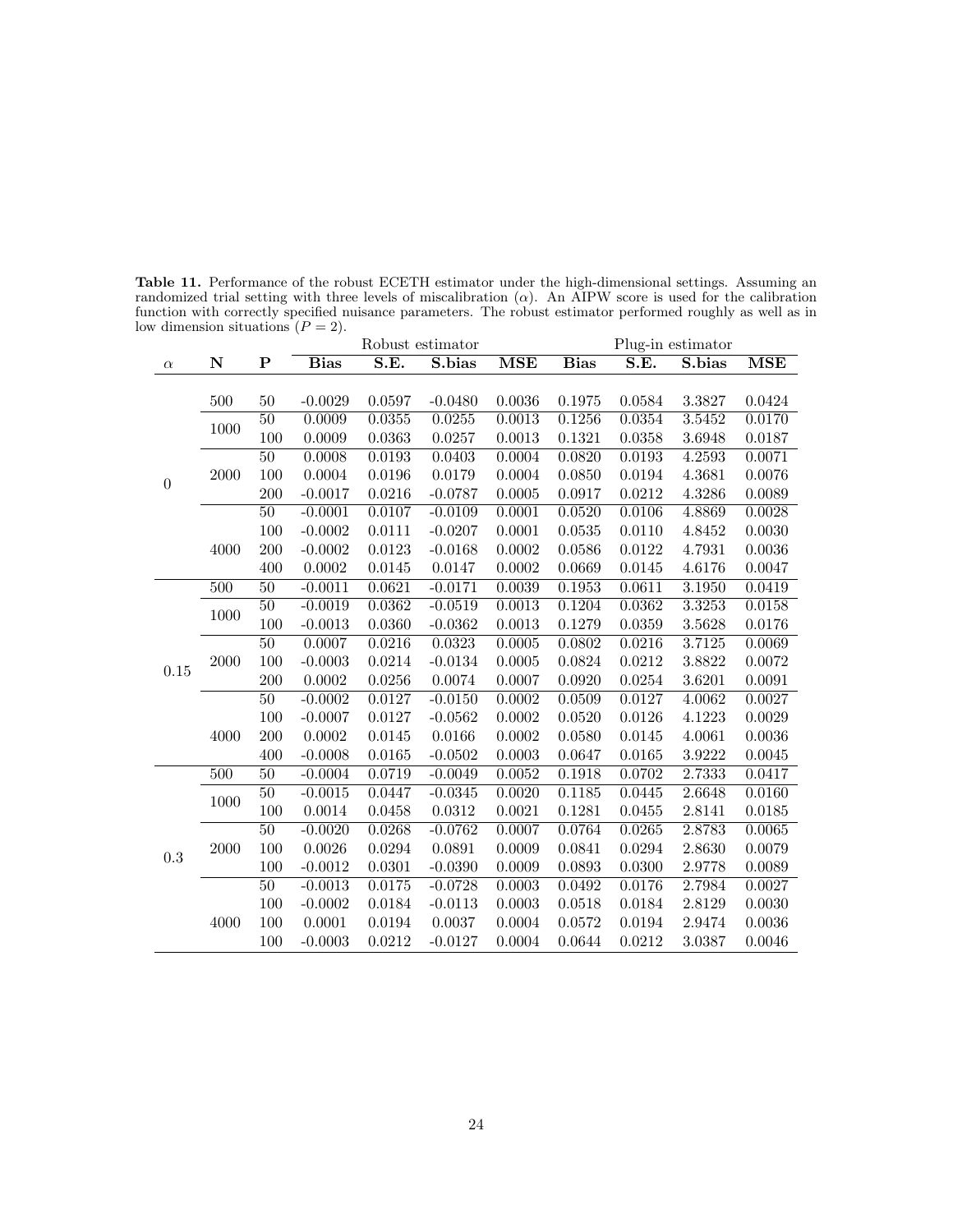**Table 11.** Performance of the robust ECETH estimator under the high-dimensional settings. Assuming an randomized trial setting with three levels of miscalibration ($\alpha$). An AIPW score is used for the calibration function with correctly specified nuisance parameters. The robust estimator performed roughly as well as in low dimension situations ($P = 2$).

| | | | Robust estimator | | | | Plug-in estimator | | | |
|---|---|---|---|---|---|---|---|---|---|---|
| $\alpha$ | **N** | **P** | **Bias** | **S.E.** | **S.bias** | **MSE** | **Bias** | **S.E.** | **S.bias** | **MSE** |
| 0 | 500 | 50 | -0.0029 | 0.0597 | -0.0480 | 0.0036 | 0.1975 | 0.0584 | 3.3827 | 0.0424 |
| | 1000 | 50 | 0.0009 | 0.0355 | 0.0255 | 0.0013 | 0.1256 | 0.0354 | 3.5452 | 0.0170 |
| | | 100 | 0.0009 | 0.0363 | 0.0257 | 0.0013 | 0.1321 | 0.0358 | 3.6948 | 0.0187 |
| | 2000 | 50 | 0.0008 | 0.0193 | 0.0403 | 0.0004 | 0.0820 | 0.0193 | 4.2593 | 0.0071 |
| | | 100 | 0.0004 | 0.0196 | 0.0179 | 0.0004 | 0.0850 | 0.0194 | 4.3681 | 0.0076 |
| | | 200 | -0.0017 | 0.0216 | -0.0787 | 0.0005 | 0.0917 | 0.0212 | 4.3286 | 0.0089 |
| | 4000 | 50 | -0.0001 | 0.0107 | -0.0109 | 0.0001 | 0.0520 | 0.0106 | 4.8869 | 0.0028 |
| | | 100 | -0.0002 | 0.0111 | -0.0207 | 0.0001 | 0.0535 | 0.0110 | 4.8452 | 0.0030 |
| | | 200 | -0.0002 | 0.0123 | -0.0168 | 0.0002 | 0.0586 | 0.0122 | 4.7931 | 0.0036 |
| | | 400 | 0.0002 | 0.0145 | 0.0147 | 0.0002 | 0.0669 | 0.0145 | 4.6176 | 0.0047 |
| 0.15 | 500 | 50 | -0.0011 | 0.0621 | -0.0171 | 0.0039 | 0.1953 | 0.0611 | 3.1950 | 0.0419 |
| | 1000 | 50 | -0.0019 | 0.0362 | -0.0519 | 0.0013 | 0.1204 | 0.0362 | 3.3253 | 0.0158 |
| | | 100 | -0.0013 | 0.0360 | -0.0362 | 0.0013 | 0.1279 | 0.0359 | 3.5628 | 0.0176 |
| | 2000 | 50 | 0.0007 | 0.0216 | 0.0323 | 0.0005 | 0.0802 | 0.0216 | 3.7125 | 0.0069 |
| | | 100 | -0.0003 | 0.0214 | -0.0134 | 0.0005 | 0.0824 | 0.0212 | 3.8822 | 0.0072 |
| | | 200 | 0.0002 | 0.0256 | 0.0074 | 0.0007 | 0.0920 | 0.0254 | 3.6201 | 0.0091 |
| | 4000 | 50 | -0.0002 | 0.0127 | -0.0150 | 0.0002 | 0.0509 | 0.0127 | 4.0062 | 0.0027 |
| | | 100 | -0.0007 | 0.0127 | -0.0562 | 0.0002 | 0.0520 | 0.0126 | 4.1223 | 0.0029 |
| | | 200 | 0.0002 | 0.0145 | 0.0166 | 0.0002 | 0.0580 | 0.0145 | 4.0061 | 0.0036 |
| | | 400 | -0.0008 | 0.0165 | -0.0502 | 0.0003 | 0.0647 | 0.0165 | 3.9222 | 0.0045 |
| 0.3 | 500 | 50 | -0.0004 | 0.0719 | -0.0049 | 0.0052 | 0.1918 | 0.0702 | 2.7333 | 0.0417 |
| | 1000 | 50 | -0.0015 | 0.0447 | -0.0345 | 0.0020 | 0.1185 | 0.0445 | 2.6648 | 0.0160 |
| | | 100 | 0.0014 | 0.0458 | 0.0312 | 0.0021 | 0.1281 | 0.0455 | 2.8141 | 0.0185 |
| | 2000 | 50 | -0.0020 | 0.0268 | -0.0762 | 0.0007 | 0.0764 | 0.0265 | 2.8783 | 0.0065 |
| | | 100 | 0.0026 | 0.0294 | 0.0891 | 0.0009 | 0.0841 | 0.0294 | 2.8630 | 0.0079 |
| | | 100 | -0.0012 | 0.0301 | -0.0390 | 0.0009 | 0.0893 | 0.0300 | 2.9778 | 0.0089 |
| | 4000 | 50 | -0.0013 | 0.0175 | -0.0728 | 0.0003 | 0.0492 | 0.0176 | 2.7984 | 0.0027 |
| | | 100 | -0.0002 | 0.0184 | -0.0113 | 0.0003 | 0.0518 | 0.0184 | 2.8129 | 0.0030 |
| | | 100 | 0.0001 | 0.0194 | 0.0037 | 0.0004 | 0.0572 | 0.0194 | 2.9474 | 0.0036 |
| | | 100 | -0.0003 | 0.0212 | -0.0127 | 0.0004 | 0.0644 | 0.0212 | 3.0387 | 0.0046 |